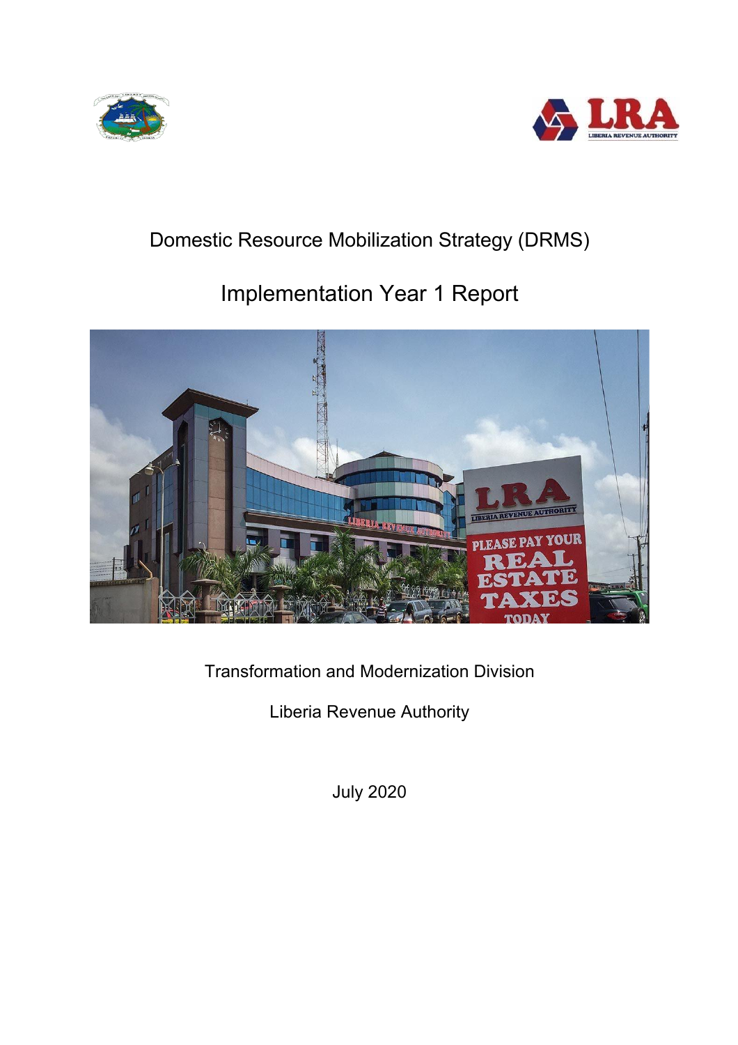# Domestic Resource Mobilization Strategy (DRMS)

## Implementation Year 1 Report

Transformation and Modernization Division

Liberia Revenue Authority

July 2020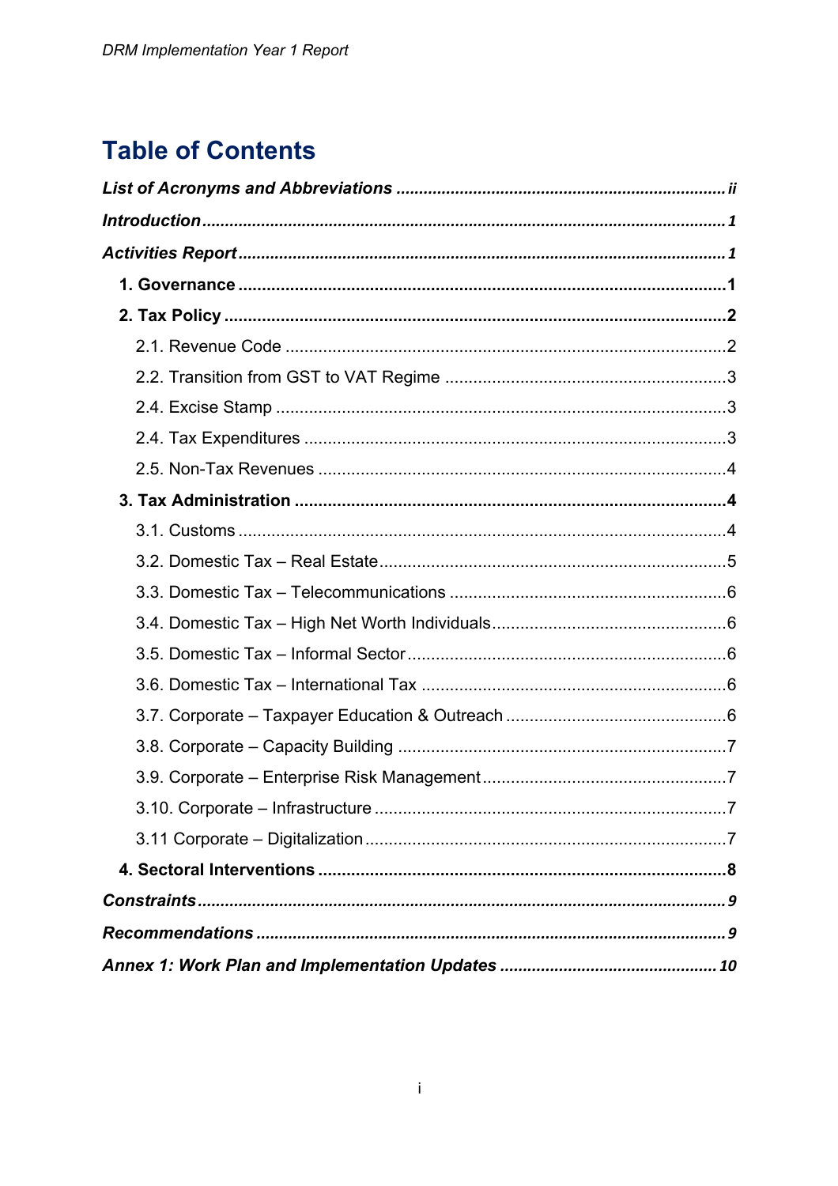# Table of Contents

*List of Acronyms and Abbreviations* ........ *ii*

*Introduction* ........ *1*

*Activities Report* ........ *1*

- **1. Governance** ........ **1**
- **2. Tax Policy** ........ **2**
  - 2.1. Revenue Code ........ 2
  - 2.2. Transition from GST to VAT Regime ........ 3
  - 2.4. Excise Stamp ........ 3
  - 2.4. Tax Expenditures ........ 3
  - 2.5. Non-Tax Revenues ........ 4
- **3. Tax Administration** ........ **4**
  - 3.1. Customs ........ 4
  - 3.2. Domestic Tax – Real Estate ........ 5
  - 3.3. Domestic Tax – Telecommunications ........ 6
  - 3.4. Domestic Tax – High Net Worth Individuals ........ 6
  - 3.5. Domestic Tax – Informal Sector ........ 6
  - 3.6. Domestic Tax – International Tax ........ 6
  - 3.7. Corporate – Taxpayer Education & Outreach ........ 6
  - 3.8. Corporate – Capacity Building ........ 7
  - 3.9. Corporate – Enterprise Risk Management ........ 7
  - 3.10. Corporate – Infrastructure ........ 7
  - 3.11 Corporate – Digitalization ........ 7
- **4. Sectoral Interventions** ........ **8**

*Constraints* ........ *9*

*Recommendations* ........ *9*

*Annex 1: Work Plan and Implementation Updates* ........ *10*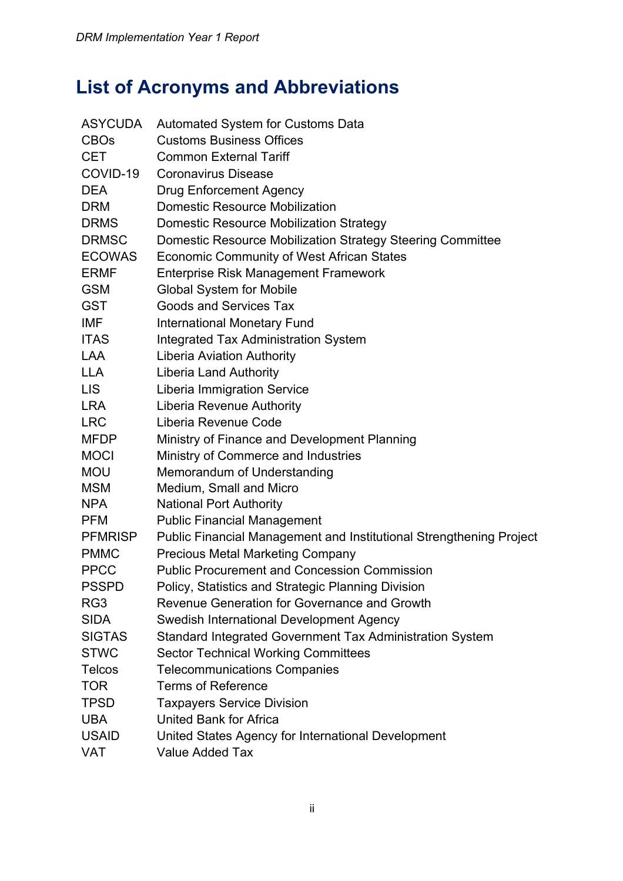# List of Acronyms and Abbreviations

| | |
|---|---|
| ASYCUDA | Automated System for Customs Data |
| CBOs | Customs Business Offices |
| CET | Common External Tariff |
| COVID-19 | Coronavirus Disease |
| DEA | Drug Enforcement Agency |
| DRM | Domestic Resource Mobilization |
| DRMS | Domestic Resource Mobilization Strategy |
| DRMSC | Domestic Resource Mobilization Strategy Steering Committee |
| ECOWAS | Economic Community of West African States |
| ERMF | Enterprise Risk Management Framework |
| GSM | Global System for Mobile |
| GST | Goods and Services Tax |
| IMF | International Monetary Fund |
| ITAS | Integrated Tax Administration System |
| LAA | Liberia Aviation Authority |
| LLA | Liberia Land Authority |
| LIS | Liberia Immigration Service |
| LRA | Liberia Revenue Authority |
| LRC | Liberia Revenue Code |
| MFDP | Ministry of Finance and Development Planning |
| MOCI | Ministry of Commerce and Industries |
| MOU | Memorandum of Understanding |
| MSM | Medium, Small and Micro |
| NPA | National Port Authority |
| PFM | Public Financial Management |
| PFMRISP | Public Financial Management and Institutional Strengthening Project |
| PMMC | Precious Metal Marketing Company |
| PPCC | Public Procurement and Concession Commission |
| PSSPD | Policy, Statistics and Strategic Planning Division |
| RG3 | Revenue Generation for Governance and Growth |
| SIDA | Swedish International Development Agency |
| SIGTAS | Standard Integrated Government Tax Administration System |
| STWC | Sector Technical Working Committees |
| Telcos | Telecommunications Companies |
| TOR | Terms of Reference |
| TPSD | Taxpayers Service Division |
| UBA | United Bank for Africa |
| USAID | United States Agency for International Development |
| VAT | Value Added Tax |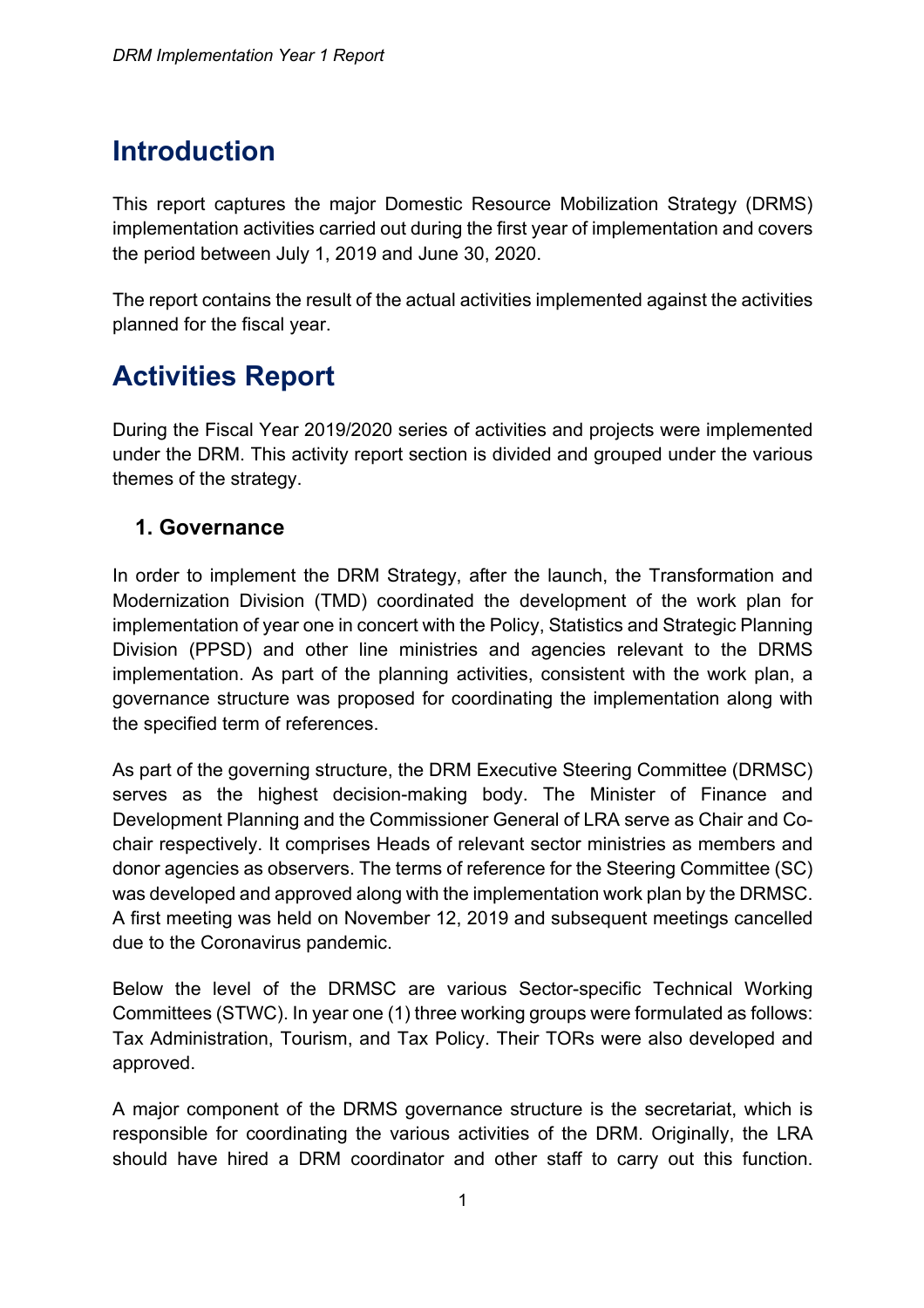# Introduction

This report captures the major Domestic Resource Mobilization Strategy (DRMS) implementation activities carried out during the first year of implementation and covers the period between July 1, 2019 and June 30, 2020.

The report contains the result of the actual activities implemented against the activities planned for the fiscal year.

# Activities Report

During the Fiscal Year 2019/2020 series of activities and projects were implemented under the DRM. This activity report section is divided and grouped under the various themes of the strategy.

## 1. Governance

In order to implement the DRM Strategy, after the launch, the Transformation and Modernization Division (TMD) coordinated the development of the work plan for implementation of year one in concert with the Policy, Statistics and Strategic Planning Division (PPSD) and other line ministries and agencies relevant to the DRMS implementation. As part of the planning activities, consistent with the work plan, a governance structure was proposed for coordinating the implementation along with the specified term of references.

As part of the governing structure, the DRM Executive Steering Committee (DRMSC) serves as the highest decision-making body. The Minister of Finance and Development Planning and the Commissioner General of LRA serve as Chair and Co-chair respectively. It comprises Heads of relevant sector ministries as members and donor agencies as observers. The terms of reference for the Steering Committee (SC) was developed and approved along with the implementation work plan by the DRMSC. A first meeting was held on November 12, 2019 and subsequent meetings cancelled due to the Coronavirus pandemic.

Below the level of the DRMSC are various Sector-specific Technical Working Committees (STWC). In year one (1) three working groups were formulated as follows: Tax Administration, Tourism, and Tax Policy. Their TORs were also developed and approved.

A major component of the DRMS governance structure is the secretariat, which is responsible for coordinating the various activities of the DRM. Originally, the LRA should have hired a DRM coordinator and other staff to carry out this function.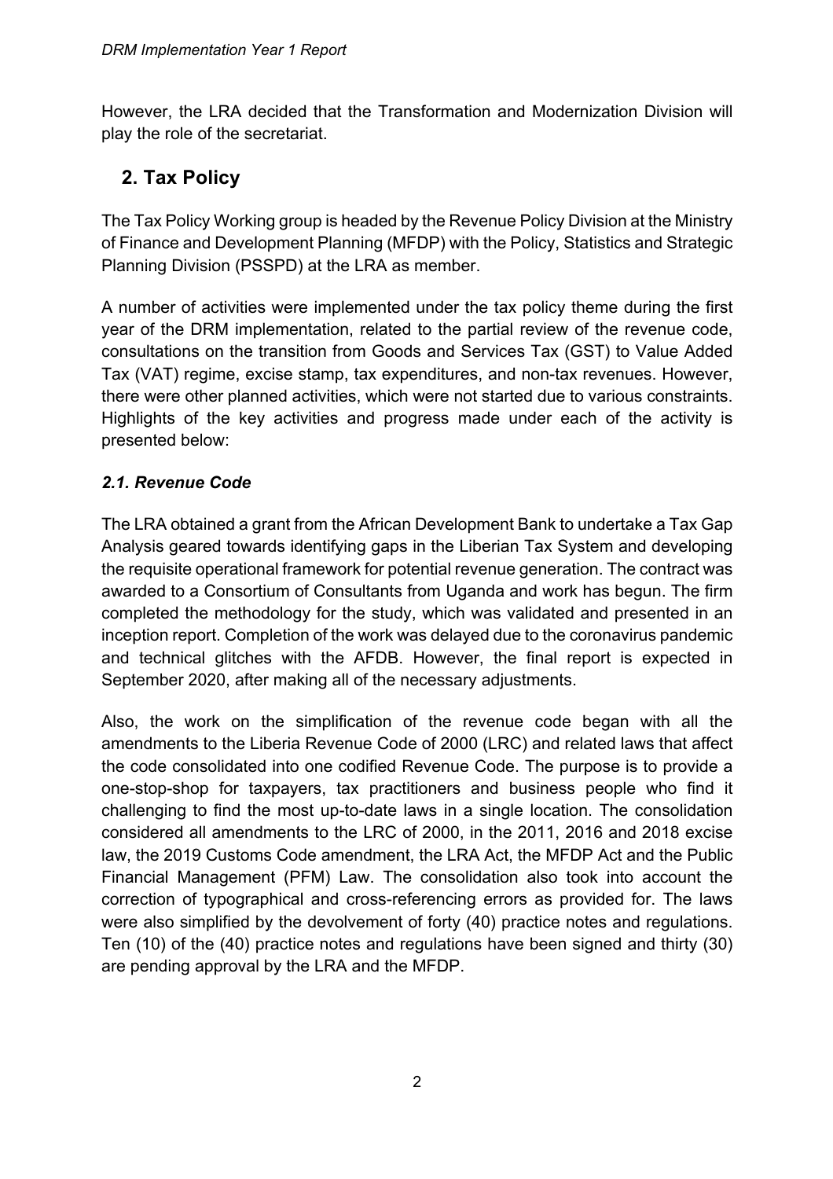However, the LRA decided that the Transformation and Modernization Division will play the role of the secretariat.

## 2. Tax Policy

The Tax Policy Working group is headed by the Revenue Policy Division at the Ministry of Finance and Development Planning (MFDP) with the Policy, Statistics and Strategic Planning Division (PSSPD) at the LRA as member.

A number of activities were implemented under the tax policy theme during the first year of the DRM implementation, related to the partial review of the revenue code, consultations on the transition from Goods and Services Tax (GST) to Value Added Tax (VAT) regime, excise stamp, tax expenditures, and non-tax revenues. However, there were other planned activities, which were not started due to various constraints. Highlights of the key activities and progress made under each of the activity is presented below:

### *2.1. Revenue Code*

The LRA obtained a grant from the African Development Bank to undertake a Tax Gap Analysis geared towards identifying gaps in the Liberian Tax System and developing the requisite operational framework for potential revenue generation. The contract was awarded to a Consortium of Consultants from Uganda and work has begun. The firm completed the methodology for the study, which was validated and presented in an inception report. Completion of the work was delayed due to the coronavirus pandemic and technical glitches with the AFDB. However, the final report is expected in September 2020, after making all of the necessary adjustments.

Also, the work on the simplification of the revenue code began with all the amendments to the Liberia Revenue Code of 2000 (LRC) and related laws that affect the code consolidated into one codified Revenue Code. The purpose is to provide a one-stop-shop for taxpayers, tax practitioners and business people who find it challenging to find the most up-to-date laws in a single location. The consolidation considered all amendments to the LRC of 2000, in the 2011, 2016 and 2018 excise law, the 2019 Customs Code amendment, the LRA Act, the MFDP Act and the Public Financial Management (PFM) Law. The consolidation also took into account the correction of typographical and cross-referencing errors as provided for. The laws were also simplified by the devolvement of forty (40) practice notes and regulations. Ten (10) of the (40) practice notes and regulations have been signed and thirty (30) are pending approval by the LRA and the MFDP.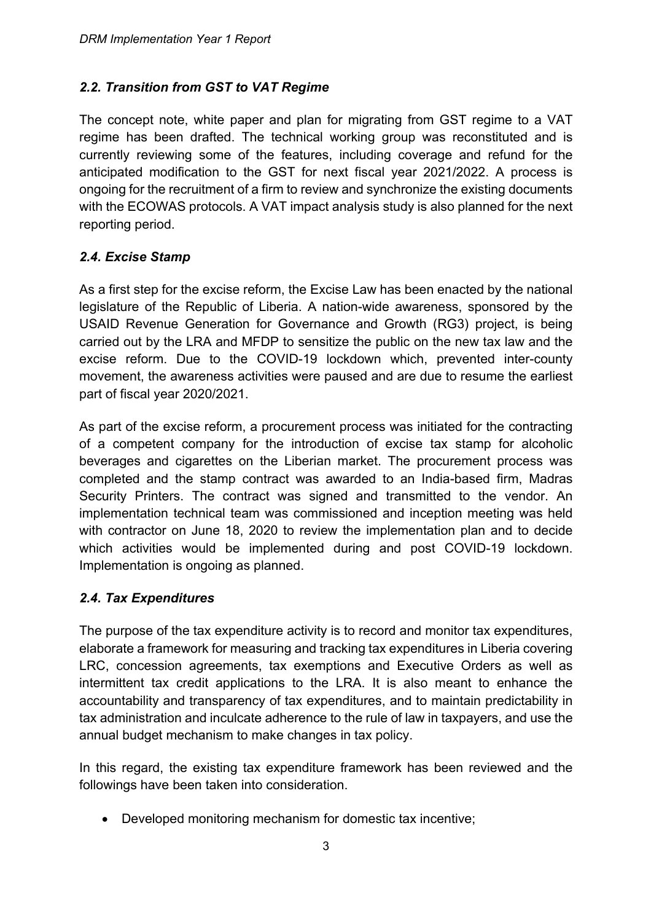### *2.2. Transition from GST to VAT Regime*

The concept note, white paper and plan for migrating from GST regime to a VAT regime has been drafted. The technical working group was reconstituted and is currently reviewing some of the features, including coverage and refund for the anticipated modification to the GST for next fiscal year 2021/2022. A process is ongoing for the recruitment of a firm to review and synchronize the existing documents with the ECOWAS protocols. A VAT impact analysis study is also planned for the next reporting period.

### *2.4. Excise Stamp*

As a first step for the excise reform, the Excise Law has been enacted by the national legislature of the Republic of Liberia. A nation-wide awareness, sponsored by the USAID Revenue Generation for Governance and Growth (RG3) project, is being carried out by the LRA and MFDP to sensitize the public on the new tax law and the excise reform. Due to the COVID-19 lockdown which, prevented inter-county movement, the awareness activities were paused and are due to resume the earliest part of fiscal year 2020/2021.

As part of the excise reform, a procurement process was initiated for the contracting of a competent company for the introduction of excise tax stamp for alcoholic beverages and cigarettes on the Liberian market. The procurement process was completed and the stamp contract was awarded to an India-based firm, Madras Security Printers. The contract was signed and transmitted to the vendor. An implementation technical team was commissioned and inception meeting was held with contractor on June 18, 2020 to review the implementation plan and to decide which activities would be implemented during and post COVID-19 lockdown. Implementation is ongoing as planned.

### *2.4. Tax Expenditures*

The purpose of the tax expenditure activity is to record and monitor tax expenditures, elaborate a framework for measuring and tracking tax expenditures in Liberia covering LRC, concession agreements, tax exemptions and Executive Orders as well as intermittent tax credit applications to the LRA. It is also meant to enhance the accountability and transparency of tax expenditures, and to maintain predictability in tax administration and inculcate adherence to the rule of law in taxpayers, and use the annual budget mechanism to make changes in tax policy.

In this regard, the existing tax expenditure framework has been reviewed and the followings have been taken into consideration.

- Developed monitoring mechanism for domestic tax incentive;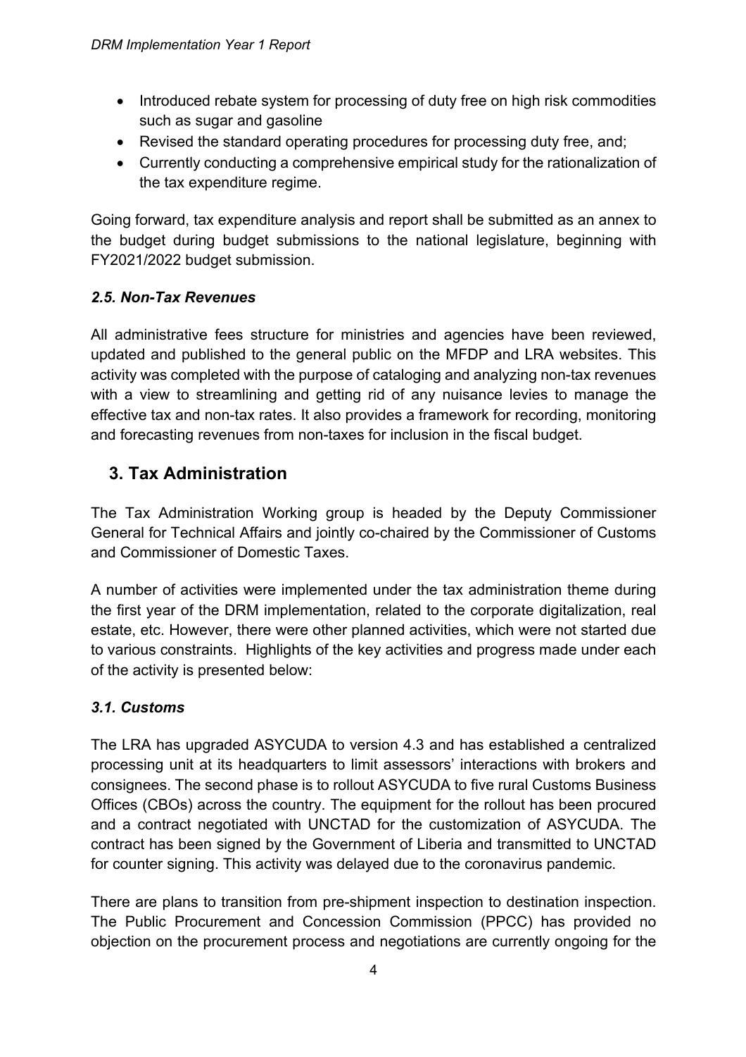- Introduced rebate system for processing of duty free on high risk commodities such as sugar and gasoline
- Revised the standard operating procedures for processing duty free, and;
- Currently conducting a comprehensive empirical study for the rationalization of the tax expenditure regime.

Going forward, tax expenditure analysis and report shall be submitted as an annex to the budget during budget submissions to the national legislature, beginning with FY2021/2022 budget submission.

### *2.5. Non-Tax Revenues*

All administrative fees structure for ministries and agencies have been reviewed, updated and published to the general public on the MFDP and LRA websites. This activity was completed with the purpose of cataloging and analyzing non-tax revenues with a view to streamlining and getting rid of any nuisance levies to manage the effective tax and non-tax rates. It also provides a framework for recording, monitoring and forecasting revenues from non-taxes for inclusion in the fiscal budget.

## 3. Tax Administration

The Tax Administration Working group is headed by the Deputy Commissioner General for Technical Affairs and jointly co-chaired by the Commissioner of Customs and Commissioner of Domestic Taxes.

A number of activities were implemented under the tax administration theme during the first year of the DRM implementation, related to the corporate digitalization, real estate, etc. However, there were other planned activities, which were not started due to various constraints. Highlights of the key activities and progress made under each of the activity is presented below:

### *3.1. Customs*

The LRA has upgraded ASYCUDA to version 4.3 and has established a centralized processing unit at its headquarters to limit assessors' interactions with brokers and consignees. The second phase is to rollout ASYCUDA to five rural Customs Business Offices (CBOs) across the country. The equipment for the rollout has been procured and a contract negotiated with UNCTAD for the customization of ASYCUDA. The contract has been signed by the Government of Liberia and transmitted to UNCTAD for counter signing. This activity was delayed due to the coronavirus pandemic.

There are plans to transition from pre-shipment inspection to destination inspection. The Public Procurement and Concession Commission (PPCC) has provided no objection on the procurement process and negotiations are currently ongoing for the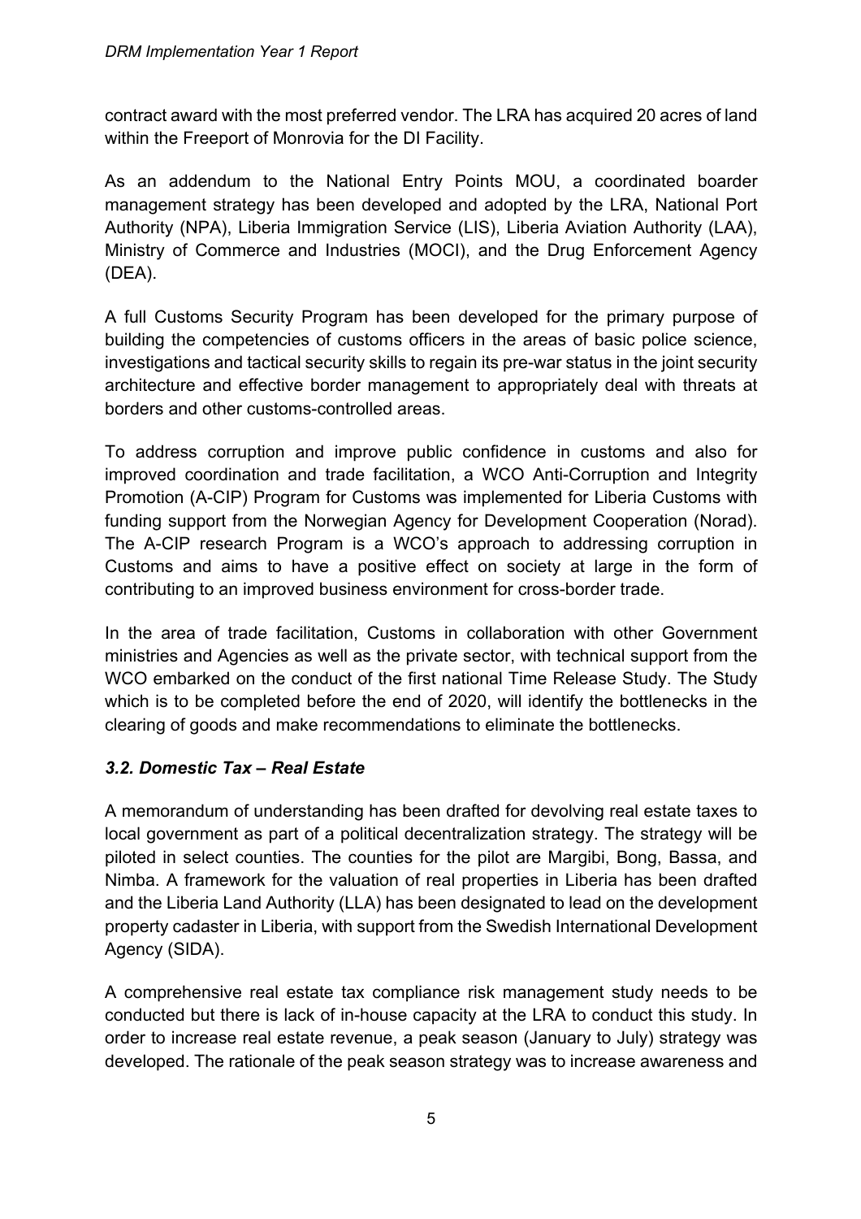contract award with the most preferred vendor. The LRA has acquired 20 acres of land within the Freeport of Monrovia for the DI Facility.

As an addendum to the National Entry Points MOU, a coordinated boarder management strategy has been developed and adopted by the LRA, National Port Authority (NPA), Liberia Immigration Service (LIS), Liberia Aviation Authority (LAA), Ministry of Commerce and Industries (MOCI), and the Drug Enforcement Agency (DEA).

A full Customs Security Program has been developed for the primary purpose of building the competencies of customs officers in the areas of basic police science, investigations and tactical security skills to regain its pre-war status in the joint security architecture and effective border management to appropriately deal with threats at borders and other customs-controlled areas.

To address corruption and improve public confidence in customs and also for improved coordination and trade facilitation, a WCO Anti-Corruption and Integrity Promotion (A-CIP) Program for Customs was implemented for Liberia Customs with funding support from the Norwegian Agency for Development Cooperation (Norad). The A-CIP research Program is a WCO's approach to addressing corruption in Customs and aims to have a positive effect on society at large in the form of contributing to an improved business environment for cross-border trade.

In the area of trade facilitation, Customs in collaboration with other Government ministries and Agencies as well as the private sector, with technical support from the WCO embarked on the conduct of the first national Time Release Study. The Study which is to be completed before the end of 2020, will identify the bottlenecks in the clearing of goods and make recommendations to eliminate the bottlenecks.

### *3.2. Domestic Tax – Real Estate*

A memorandum of understanding has been drafted for devolving real estate taxes to local government as part of a political decentralization strategy. The strategy will be piloted in select counties. The counties for the pilot are Margibi, Bong, Bassa, and Nimba. A framework for the valuation of real properties in Liberia has been drafted and the Liberia Land Authority (LLA) has been designated to lead on the development property cadaster in Liberia, with support from the Swedish International Development Agency (SIDA).

A comprehensive real estate tax compliance risk management study needs to be conducted but there is lack of in-house capacity at the LRA to conduct this study. In order to increase real estate revenue, a peak season (January to July) strategy was developed. The rationale of the peak season strategy was to increase awareness and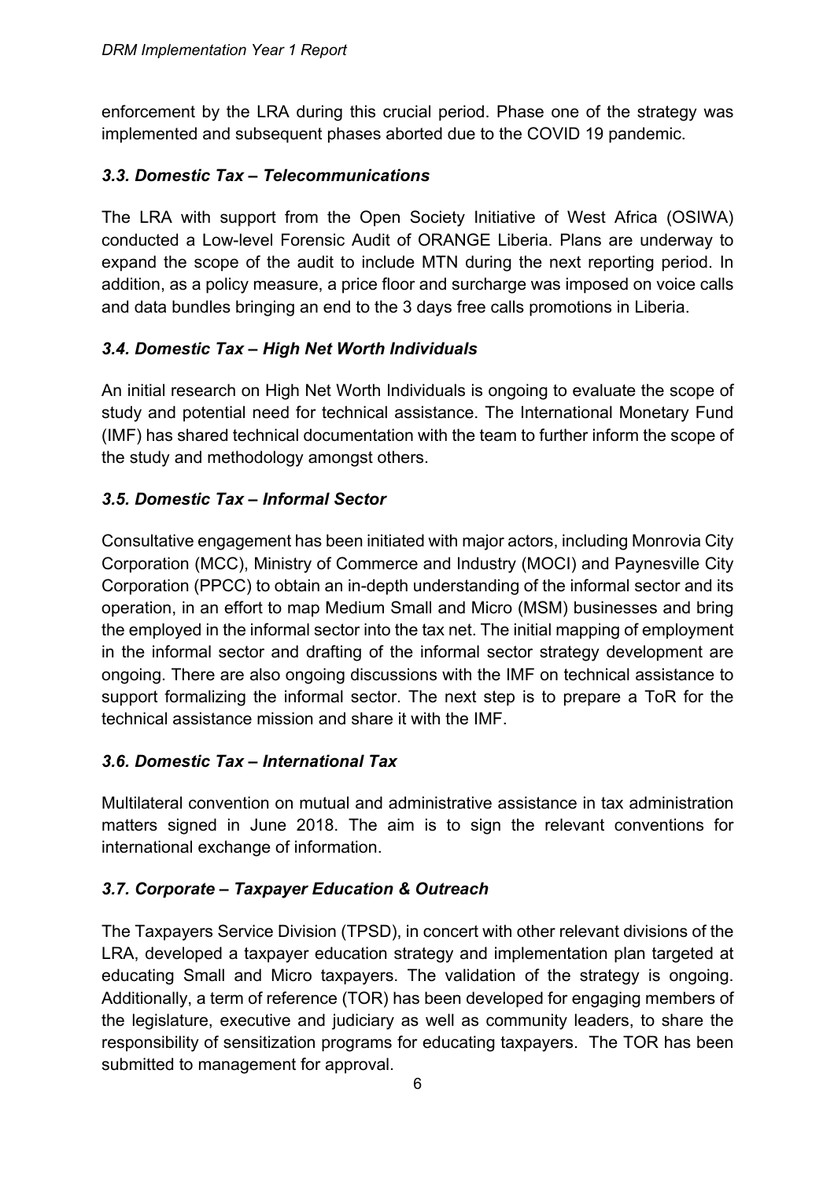enforcement by the LRA during this crucial period. Phase one of the strategy was implemented and subsequent phases aborted due to the COVID 19 pandemic.

### *3.3. Domestic Tax – Telecommunications*

The LRA with support from the Open Society Initiative of West Africa (OSIWA) conducted a Low-level Forensic Audit of ORANGE Liberia. Plans are underway to expand the scope of the audit to include MTN during the next reporting period. In addition, as a policy measure, a price floor and surcharge was imposed on voice calls and data bundles bringing an end to the 3 days free calls promotions in Liberia.

### *3.4. Domestic Tax – High Net Worth Individuals*

An initial research on High Net Worth Individuals is ongoing to evaluate the scope of study and potential need for technical assistance. The International Monetary Fund (IMF) has shared technical documentation with the team to further inform the scope of the study and methodology amongst others.

### *3.5. Domestic Tax – Informal Sector*

Consultative engagement has been initiated with major actors, including Monrovia City Corporation (MCC), Ministry of Commerce and Industry (MOCI) and Paynesville City Corporation (PPCC) to obtain an in-depth understanding of the informal sector and its operation, in an effort to map Medium Small and Micro (MSM) businesses and bring the employed in the informal sector into the tax net. The initial mapping of employment in the informal sector and drafting of the informal sector strategy development are ongoing. There are also ongoing discussions with the IMF on technical assistance to support formalizing the informal sector. The next step is to prepare a ToR for the technical assistance mission and share it with the IMF.

### *3.6. Domestic Tax – International Tax*

Multilateral convention on mutual and administrative assistance in tax administration matters signed in June 2018. The aim is to sign the relevant conventions for international exchange of information.

### *3.7. Corporate – Taxpayer Education & Outreach*

The Taxpayers Service Division (TPSD), in concert with other relevant divisions of the LRA, developed a taxpayer education strategy and implementation plan targeted at educating Small and Micro taxpayers. The validation of the strategy is ongoing. Additionally, a term of reference (TOR) has been developed for engaging members of the legislature, executive and judiciary as well as community leaders, to share the responsibility of sensitization programs for educating taxpayers. The TOR has been submitted to management for approval.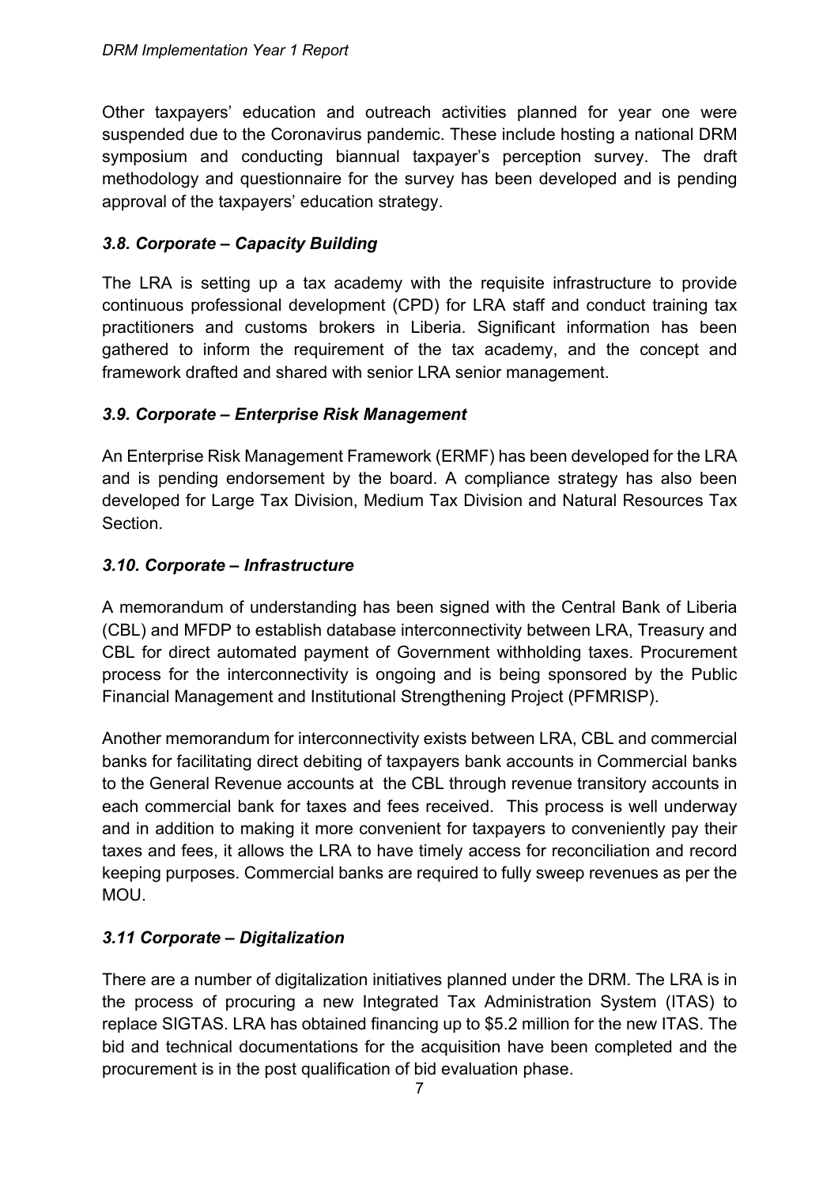Other taxpayers' education and outreach activities planned for year one were suspended due to the Coronavirus pandemic. These include hosting a national DRM symposium and conducting biannual taxpayer's perception survey. The draft methodology and questionnaire for the survey has been developed and is pending approval of the taxpayers' education strategy.

### *3.8. Corporate – Capacity Building*

The LRA is setting up a tax academy with the requisite infrastructure to provide continuous professional development (CPD) for LRA staff and conduct training tax practitioners and customs brokers in Liberia. Significant information has been gathered to inform the requirement of the tax academy, and the concept and framework drafted and shared with senior LRA senior management.

### *3.9. Corporate – Enterprise Risk Management*

An Enterprise Risk Management Framework (ERMF) has been developed for the LRA and is pending endorsement by the board. A compliance strategy has also been developed for Large Tax Division, Medium Tax Division and Natural Resources Tax Section.

### *3.10. Corporate – Infrastructure*

A memorandum of understanding has been signed with the Central Bank of Liberia (CBL) and MFDP to establish database interconnectivity between LRA, Treasury and CBL for direct automated payment of Government withholding taxes. Procurement process for the interconnectivity is ongoing and is being sponsored by the Public Financial Management and Institutional Strengthening Project (PFMRISP).

Another memorandum for interconnectivity exists between LRA, CBL and commercial banks for facilitating direct debiting of taxpayers bank accounts in Commercial banks to the General Revenue accounts at the CBL through revenue transitory accounts in each commercial bank for taxes and fees received. This process is well underway and in addition to making it more convenient for taxpayers to conveniently pay their taxes and fees, it allows the LRA to have timely access for reconciliation and record keeping purposes. Commercial banks are required to fully sweep revenues as per the MOU.

### *3.11 Corporate – Digitalization*

There are a number of digitalization initiatives planned under the DRM. The LRA is in the process of procuring a new Integrated Tax Administration System (ITAS) to replace SIGTAS. LRA has obtained financing up to $5.2 million for the new ITAS. The bid and technical documentations for the acquisition have been completed and the procurement is in the post qualification of bid evaluation phase.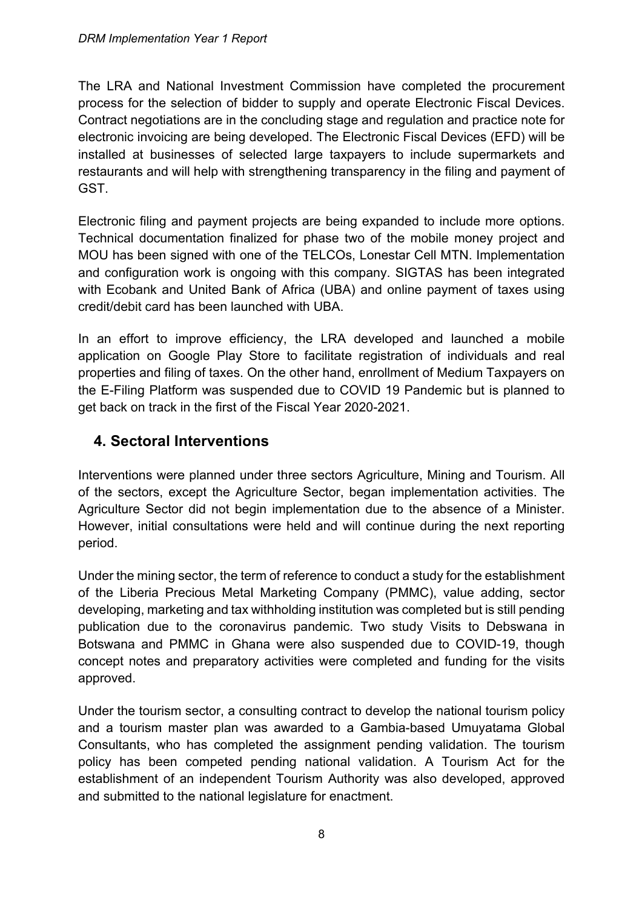The LRA and National Investment Commission have completed the procurement process for the selection of bidder to supply and operate Electronic Fiscal Devices. Contract negotiations are in the concluding stage and regulation and practice note for electronic invoicing are being developed. The Electronic Fiscal Devices (EFD) will be installed at businesses of selected large taxpayers to include supermarkets and restaurants and will help with strengthening transparency in the filing and payment of GST.

Electronic filing and payment projects are being expanded to include more options. Technical documentation finalized for phase two of the mobile money project and MOU has been signed with one of the TELCOs, Lonestar Cell MTN. Implementation and configuration work is ongoing with this company. SIGTAS has been integrated with Ecobank and United Bank of Africa (UBA) and online payment of taxes using credit/debit card has been launched with UBA.

In an effort to improve efficiency, the LRA developed and launched a mobile application on Google Play Store to facilitate registration of individuals and real properties and filing of taxes. On the other hand, enrollment of Medium Taxpayers on the E-Filing Platform was suspended due to COVID 19 Pandemic but is planned to get back on track in the first of the Fiscal Year 2020-2021.

## 4. Sectoral Interventions

Interventions were planned under three sectors Agriculture, Mining and Tourism. All of the sectors, except the Agriculture Sector, began implementation activities. The Agriculture Sector did not begin implementation due to the absence of a Minister. However, initial consultations were held and will continue during the next reporting period.

Under the mining sector, the term of reference to conduct a study for the establishment of the Liberia Precious Metal Marketing Company (PMMC), value adding, sector developing, marketing and tax withholding institution was completed but is still pending publication due to the coronavirus pandemic. Two study Visits to Debswana in Botswana and PMMC in Ghana were also suspended due to COVID-19, though concept notes and preparatory activities were completed and funding for the visits approved.

Under the tourism sector, a consulting contract to develop the national tourism policy and a tourism master plan was awarded to a Gambia-based Umuyatama Global Consultants, who has completed the assignment pending validation. The tourism policy has been competed pending national validation. A Tourism Act for the establishment of an independent Tourism Authority was also developed, approved and submitted to the national legislature for enactment.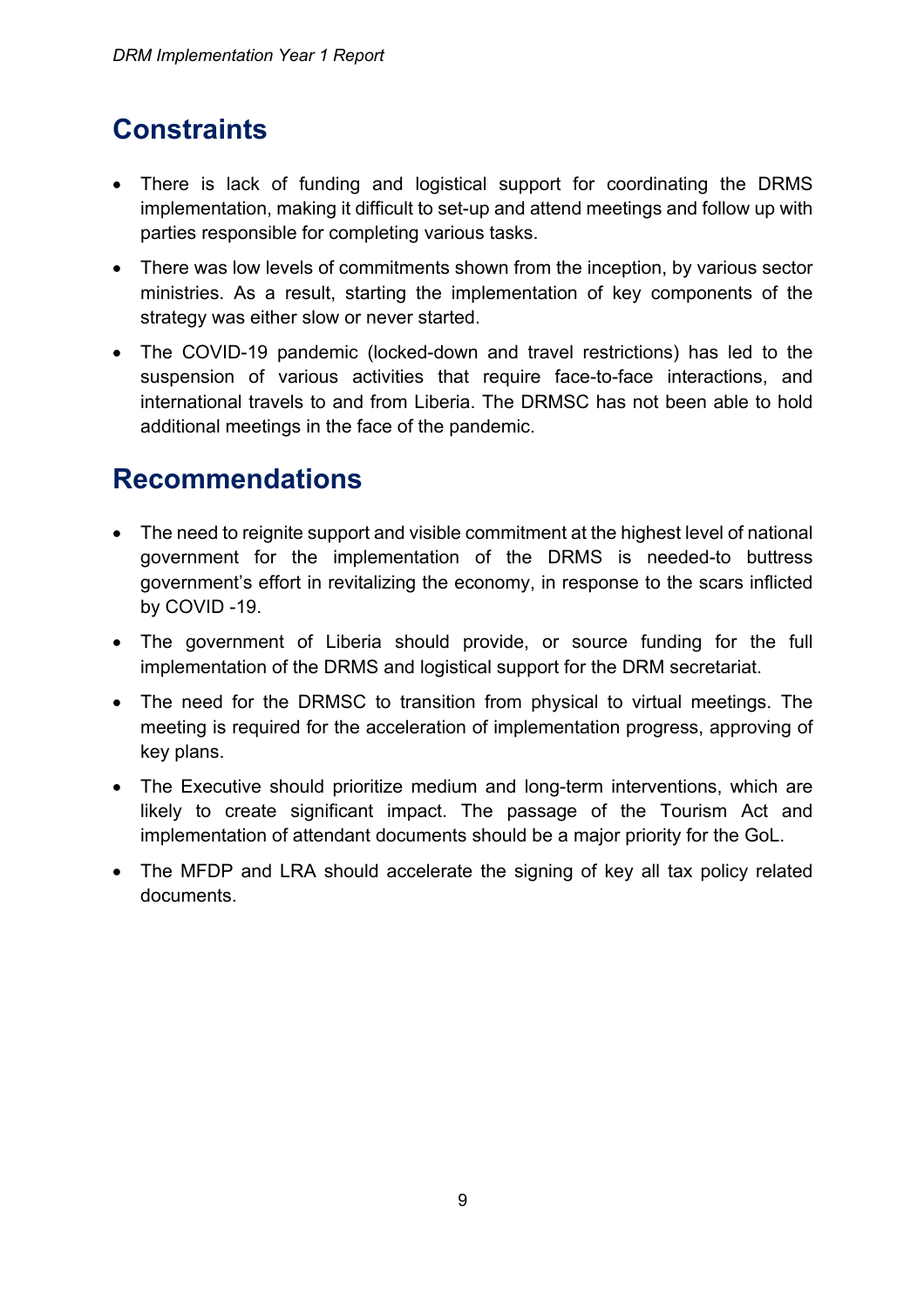## Constraints

- There is lack of funding and logistical support for coordinating the DRMS implementation, making it difficult to set-up and attend meetings and follow up with parties responsible for completing various tasks.
- There was low levels of commitments shown from the inception, by various sector ministries. As a result, starting the implementation of key components of the strategy was either slow or never started.
- The COVID-19 pandemic (locked-down and travel restrictions) has led to the suspension of various activities that require face-to-face interactions, and international travels to and from Liberia. The DRMSC has not been able to hold additional meetings in the face of the pandemic.

## Recommendations

- The need to reignite support and visible commitment at the highest level of national government for the implementation of the DRMS is needed-to buttress government's effort in revitalizing the economy, in response to the scars inflicted by COVID -19.
- The government of Liberia should provide, or source funding for the full implementation of the DRMS and logistical support for the DRM secretariat.
- The need for the DRMSC to transition from physical to virtual meetings. The meeting is required for the acceleration of implementation progress, approving of key plans.
- The Executive should prioritize medium and long-term interventions, which are likely to create significant impact. The passage of the Tourism Act and implementation of attendant documents should be a major priority for the GoL.
- The MFDP and LRA should accelerate the signing of key all tax policy related documents.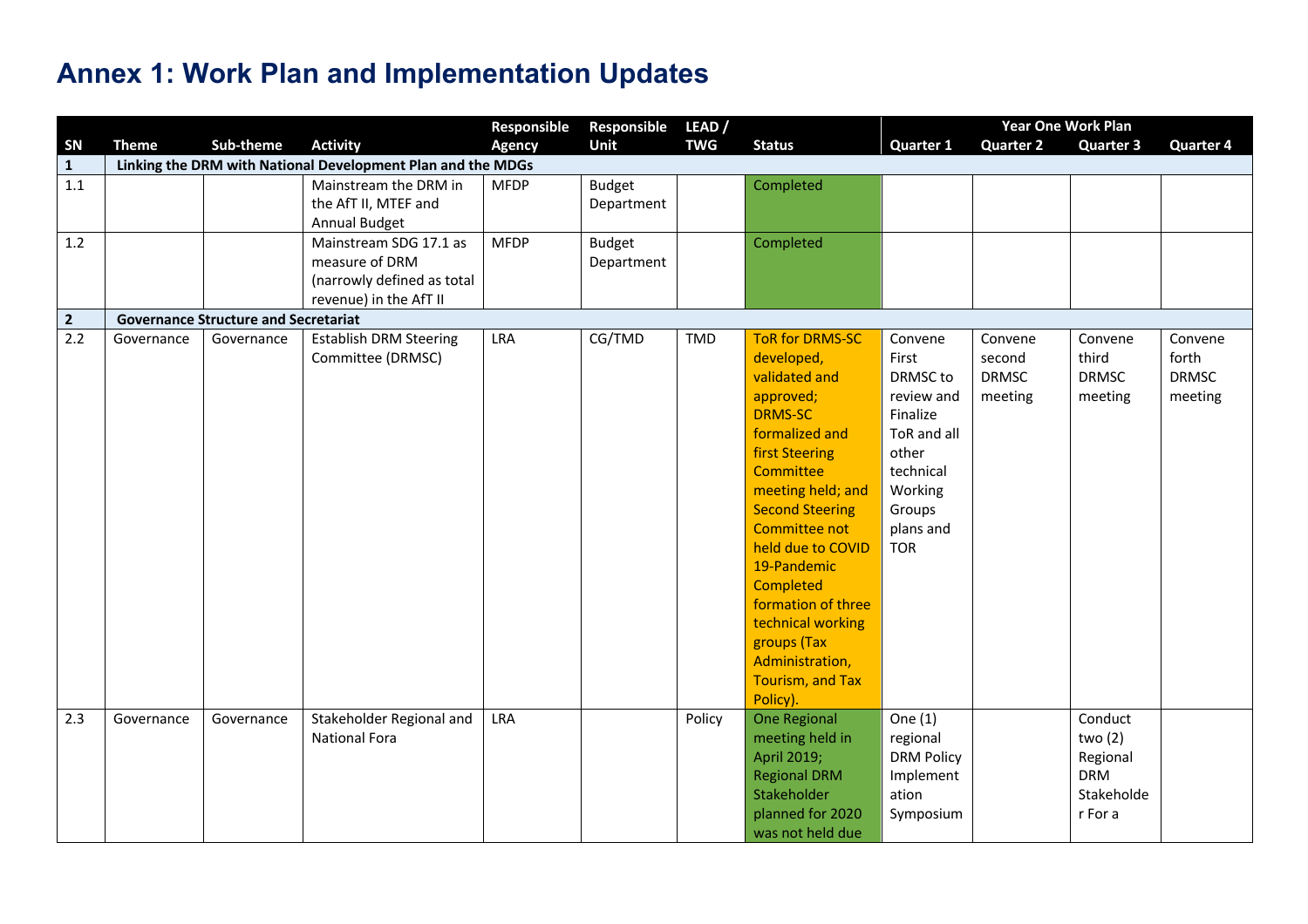# Annex 1: Work Plan and Implementation Updates

| SN | Theme | Sub-theme | Activity | Responsible Agency | Responsible Unit | LEAD / TWG | Status | Year One Work Plan | | | |
|---|---|---|---|---|---|---|---|---|---|---|---|
| | | | | | | | | Quarter 1 | Quarter 2 | Quarter 3 | Quarter 4 |
| **1** | **Linking the DRM with National Development Plan and the MDGs** | | | | | | | | | | |
| 1.1 | | | Mainstream the DRM in the AfT II, MTEF and Annual Budget | MFDP | Budget Department | | Completed | | | | |
| 1.2 | | | Mainstream SDG 17.1 as measure of DRM (narrowly defined as total revenue) in the AfT II | MFDP | Budget Department | | Completed | | | | |
| **2** | **Governance Structure and Secretariat** | | | | | | | | | | |
| 2.2 | Governance | Governance | Establish DRM Steering Committee (DRMSC) | LRA | CG/TMD | TMD | ToR for DRMS-SC developed, validated and approved; DRMS-SC formalized and first Steering Committee meeting held; and Second Steering Committee not held due to COVID 19-Pandemic Completed formation of three technical working groups (Tax Administration, Tourism, and Tax Policy). | Convene First DRMSC to review and Finalize ToR and all other technical Working Groups plans and TOR | Convene second DRMSC meeting | Convene third DRMSC meeting | Convene forth DRMSC meeting |
| 2.3 | Governance | Governance | Stakeholder Regional and National Fora | LRA | | Policy | One Regional meeting held in April 2019; Regional DRM Stakeholder planned for 2020 was not held due | One (1) regional DRM Policy Implementation Symposium | | Conduct two (2) Regional DRM Stakeholder For a | |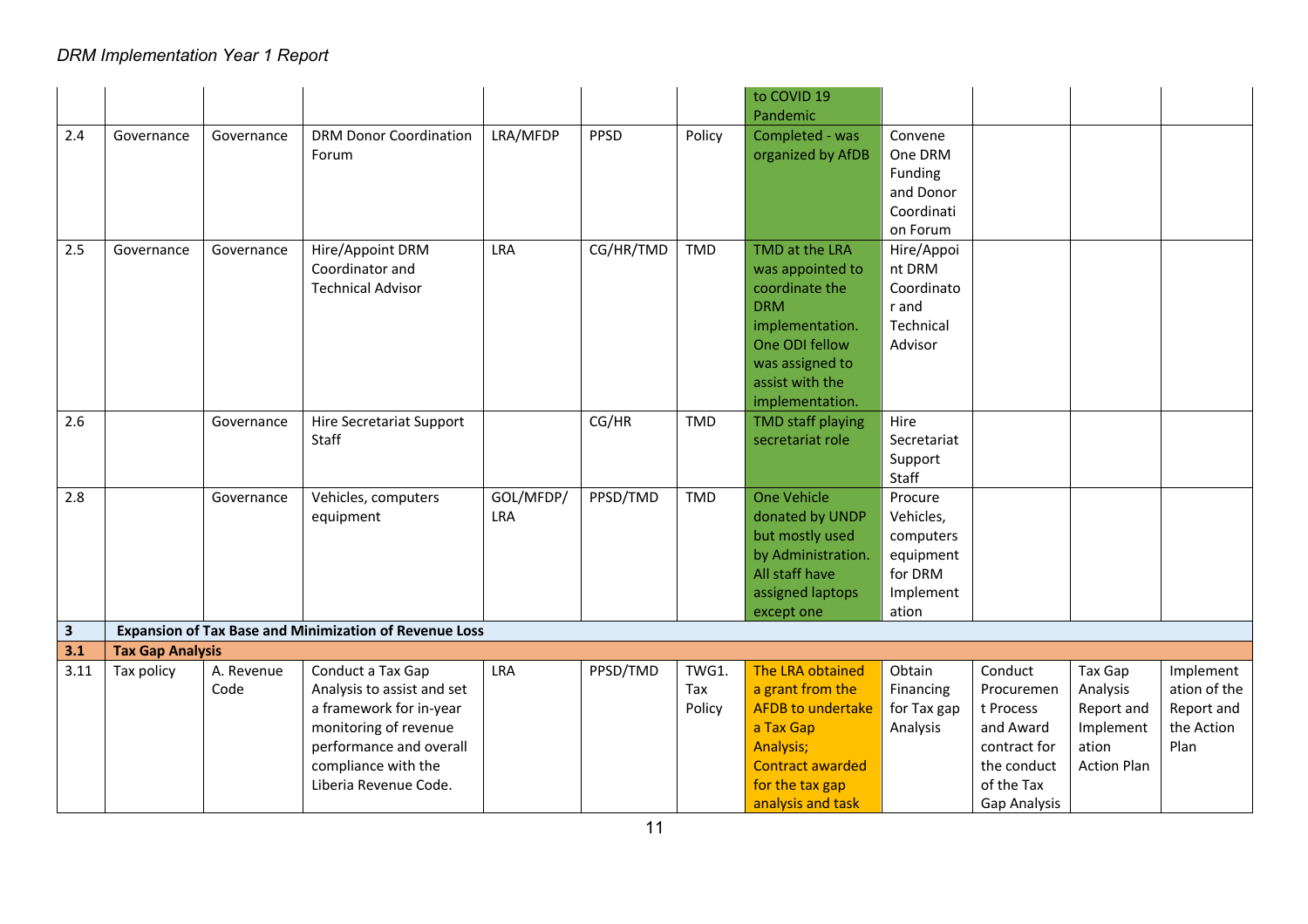|  |  |  |  |  |  |  | to COVID 19 Pandemic |  |  |  |  |
|---|---|---|---|---|---|---|---|---|---|---|---|
| 2.4 | Governance | Governance | DRM Donor Coordination Forum | LRA/MFDP | PPSD | Policy | Completed - was organized by AfDB | Convene One DRM Funding and Donor Coordination Forum |  |  |  |
| 2.5 | Governance | Governance | Hire/Appoint DRM Coordinator and Technical Advisor | LRA | CG/HR/TMD | TMD | TMD at the LRA was appointed to coordinate the DRM implementation. One ODI fellow was assigned to assist with the implementation. | Hire/Appoint DRM Coordinator and Technical Advisor |  |  |  |
| 2.6 |  | Governance | Hire Secretariat Support Staff |  | CG/HR | TMD | TMD staff playing secretariat role | Hire Secretariat Support Staff |  |  |  |
| 2.8 |  | Governance | Vehicles, computers equipment | GOL/MFDP/ LRA | PPSD/TMD | TMD | One Vehicle donated by UNDP but mostly used by Administration. All staff have assigned laptops except one | Procure Vehicles, computers equipment for DRM Implementation |  |  |  |
| **3** | **Expansion of Tax Base and Minimization of Revenue Loss** |  |  |  |  |  |  |  |  |  |  |
| **3.1** | **Tax Gap Analysis** |  |  |  |  |  |  |  |  |  |  |
| 3.11 | Tax policy | A. Revenue Code | Conduct a Tax Gap Analysis to assist and set a framework for in-year monitoring of revenue performance and overall compliance with the Liberia Revenue Code. | LRA | PPSD/TMD | TWG1. Tax Policy | The LRA obtained a grant from the AFDB to undertake a Tax Gap Analysis; Contract awarded for the tax gap analysis and task | Obtain Financing for Tax gap Analysis | Conduct Procurement Process and Award contract for the conduct of the Tax Gap Analysis | Tax Gap Analysis Report and Implementation Action Plan | Implementation of the Report and the Action Plan |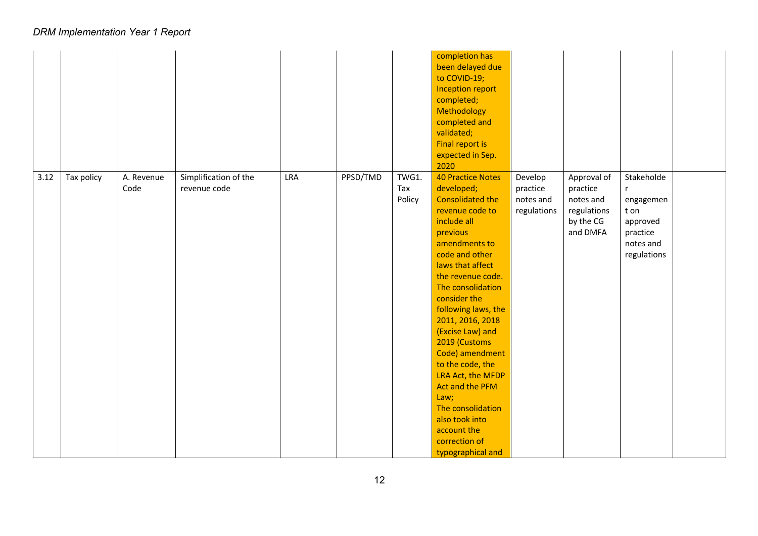| | | | | | | | | | | | |
|---|---|---|---|---|---|---|---|---|---|---|---|
| | | | | | | | completion has been delayed due to COVID-19; Inception report completed; Methodology completed and validated; Final report is expected in Sep. 2020 | | | | |
| 3.12 | Tax policy | A. Revenue Code | Simplification of the revenue code | LRA | PPSD/TMD | TWG1. Tax Policy | 40 Practice Notes developed; Consolidated the revenue code to include all previous amendments to code and other laws that affect the revenue code. The consolidation consider the following laws, the 2011, 2016, 2018 (Excise Law) and 2019 (Customs Code) amendment to the code, the LRA Act, the MFDP Act and the PFM Law; The consolidation also took into account the correction of typographical and | Develop practice notes and regulations | Approval of practice notes and regulations by the CG and DMFA | Stakeholder engagement on approved practice notes and regulations | |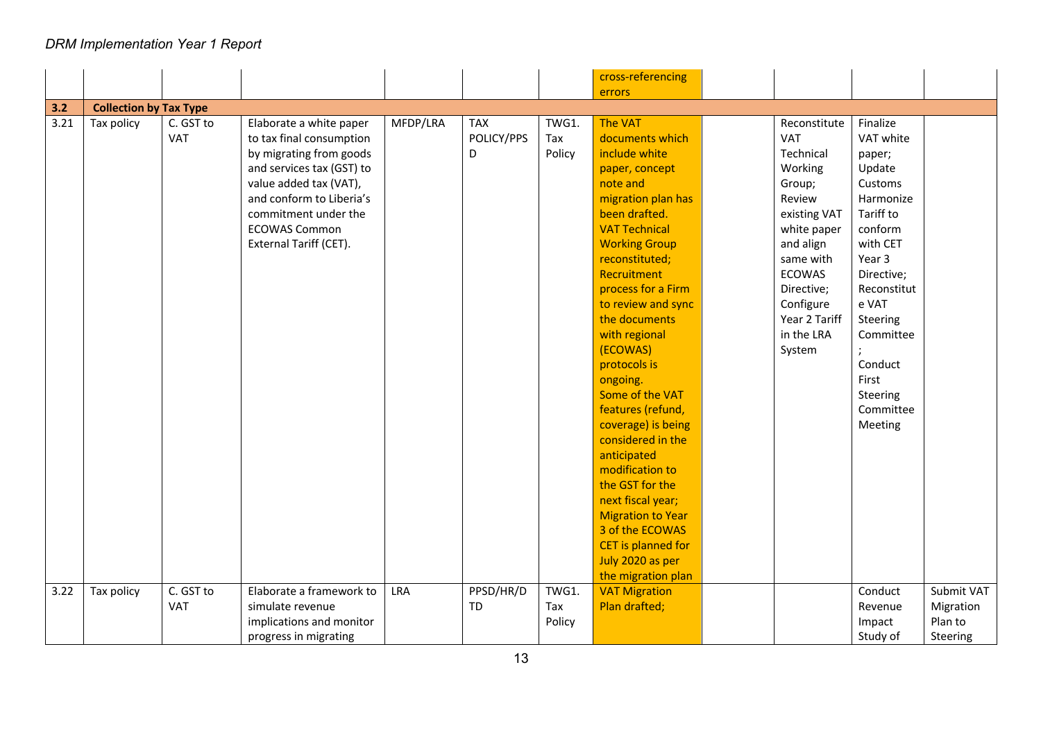| | | | | | | | cross-referencing errors | | | | |
|---|---|---|---|---|---|---|---|---|---|---|---|
| **3.2** | **Collection by Tax Type** | | | | | | | | | | |
| 3.21 | Tax policy | C. GST to VAT | Elaborate a white paper to tax final consumption by migrating from goods and services tax (GST) to value added tax (VAT), and conform to Liberia's commitment under the ECOWAS Common External Tariff (CET). | MFDP/LRA | TAX POLICY/PPSD | TWG1. Tax Policy | The VAT documents which include white paper, concept note and migration plan has been drafted. VAT Technical Working Group reconstituted; Recruitment process for a Firm to review and sync the documents with regional (ECOWAS) protocols is ongoing. Some of the VAT features (refund, coverage) is being considered in the anticipated modification to the GST for the next fiscal year; Migration to Year 3 of the ECOWAS CET is planned for July 2020 as per the migration plan | | Reconstitute VAT Technical Working Group; Review existing VAT white paper and align same with ECOWAS Directive; Configure Year 2 Tariff in the LRA System | Finalize VAT white paper; Update Customs Harmonize Tariff to conform with CET Year 3 Directive; Reconstitute VAT Steering Committee; Conduct First Steering Committee Meeting | |
| 3.22 | Tax policy | C. GST to VAT | Elaborate a framework to simulate revenue implications and monitor progress in migrating | LRA | PPSD/HR/DTD | TWG1. Tax Policy | VAT Migration Plan drafted; | | | Conduct Revenue Impact Study of | Submit VAT Migration Plan to Steering |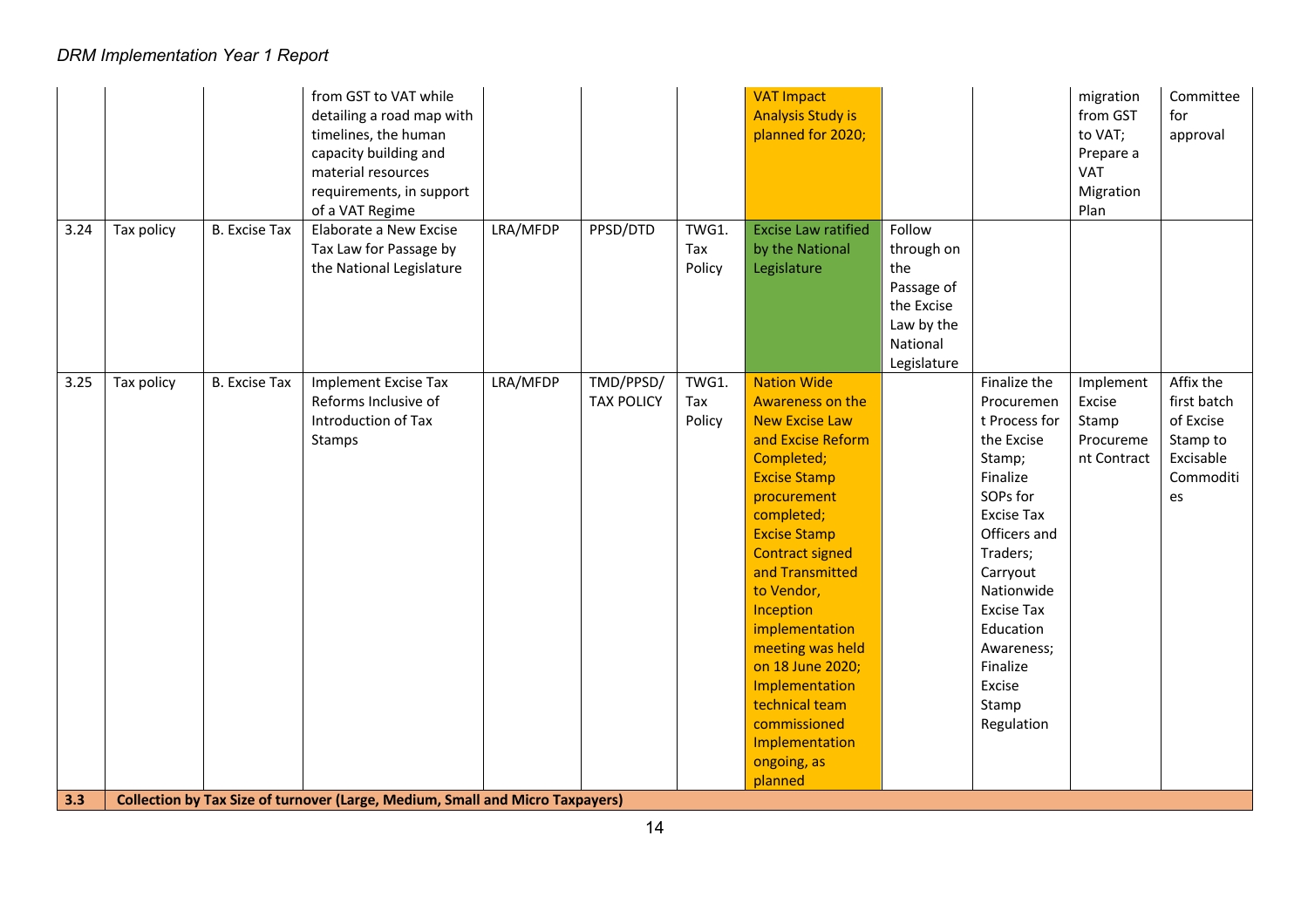| | | | | | | | | | | | |
|---|---|---|---|---|---|---|---|---|---|---|---|
| | | | from GST to VAT while detailing a road map with timelines, the human capacity building and material resources requirements, in support of a VAT Regime | | | | VAT Impact Analysis Study is planned for 2020; | | | migration from GST to VAT; Prepare a VAT Migration Plan | Committee for approval |
| 3.24 | Tax policy | B. Excise Tax | Elaborate a New Excise Tax Law for Passage by the National Legislature | LRA/MFDP | PPSD/DTD | TWG1. Tax Policy | Excise Law ratified by the National Legislature | Follow through on the Passage of the Excise Law by the National Legislature | | | |
| 3.25 | Tax policy | B. Excise Tax | Implement Excise Tax Reforms Inclusive of Introduction of Tax Stamps | LRA/MFDP | TMD/PPSD/ TAX POLICY | TWG1. Tax Policy | Nation Wide Awareness on the New Excise Law and Excise Reform Completed; Excise Stamp procurement completed; Excise Stamp Contract signed and Transmitted to Vendor, Inception implementation meeting was held on 18 June 2020; Implementation technical team commissioned Implementation ongoing, as planned | | Finalize the Procurement Process for the Excise Stamp; Finalize SOPs for Excise Tax Officers and Traders; Carryout Nationwide Excise Tax Education Awareness; Finalize Excise Stamp Regulation | Implement Excise Stamp Procurement Contract | Affix the first batch of Excise Stamp to Excisable Commodities |
| **3.3** | **Collection by Tax Size of turnover (Large, Medium, Small and Micro Taxpayers)** | | | | | | | | | | |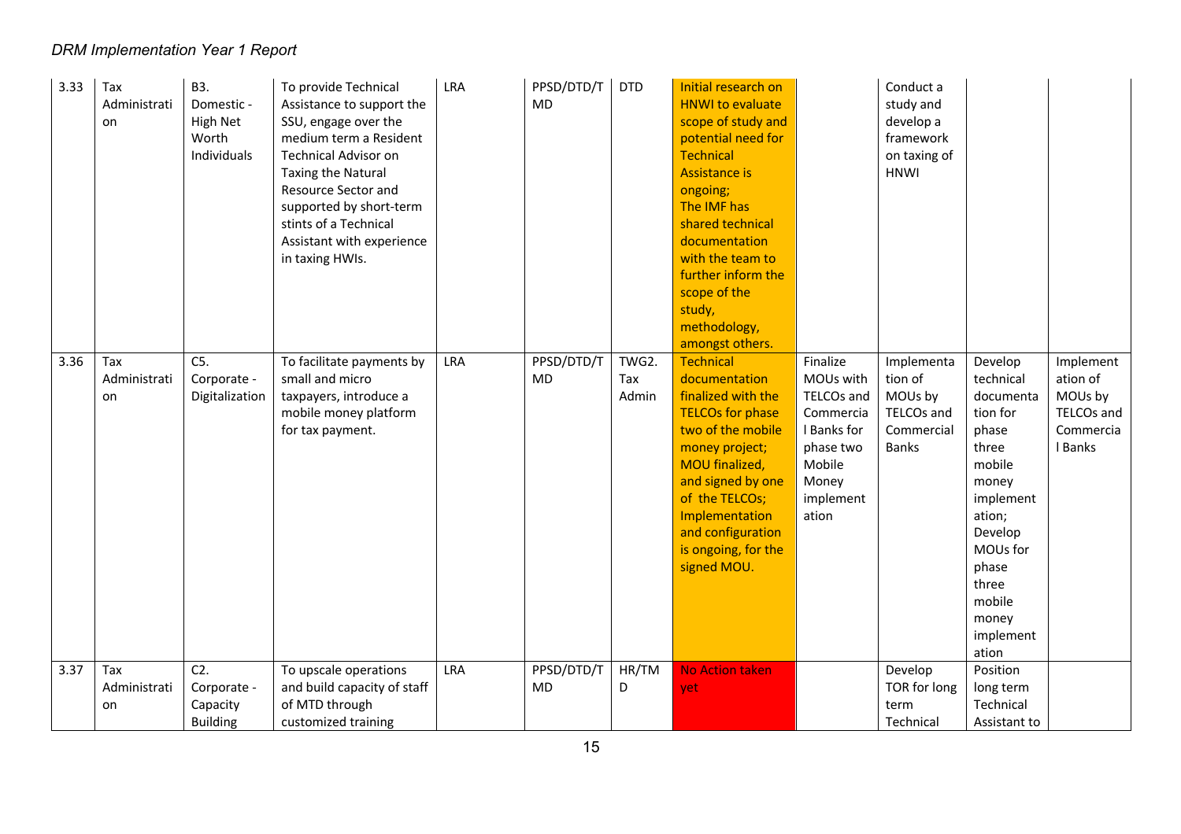| 3.33 | Tax Administration | B3. Domestic - High Net Worth Individuals | To provide Technical Assistance to support the SSU, engage over the medium term a Resident Technical Advisor on Taxing the Natural Resource Sector and supported by short-term stints of a Technical Assistant with experience in taxing HWIs. | LRA | PPSD/DTD/TMD | DTD | Initial research on HNWI to evaluate scope of study and potential need for Technical Assistance is ongoing; The IMF has shared technical documentation with the team to further inform the scope of the study, methodology, amongst others. | | Conduct a study and develop a framework on taxing of HNWI | | |
|---|---|---|---|---|---|---|---|---|---|---|---|
| 3.36 | Tax Administration | C5. Corporate - Digitalization | To facilitate payments by small and micro taxpayers, introduce a mobile money platform for tax payment. | LRA | PPSD/DTD/TMD | TWG2. Tax Admin | Technical documentation finalized with the TELCOs for phase two of the mobile money project; MOU finalized, and signed by one of the TELCOs; Implementation and configuration is ongoing, for the signed MOU. | Finalize MOUs with TELCOs and Commercial Banks for phase two Mobile Money implementation | Implementation of MOUs by TELCOs and Commercial Banks | Develop technical documentation for phase three mobile money implementation; Develop MOUs for phase three mobile money implementation | Implementation of MOUs by TELCOs and Commercial Banks |
| 3.37 | Tax Administration | C2. Corporate - Capacity Building | To upscale operations and build capacity of staff of MTD through customized training | LRA | PPSD/DTD/TMD | HR/TMD | No Action taken yet | | Develop TOR for long term Technical | Position long term Technical Assistant to | |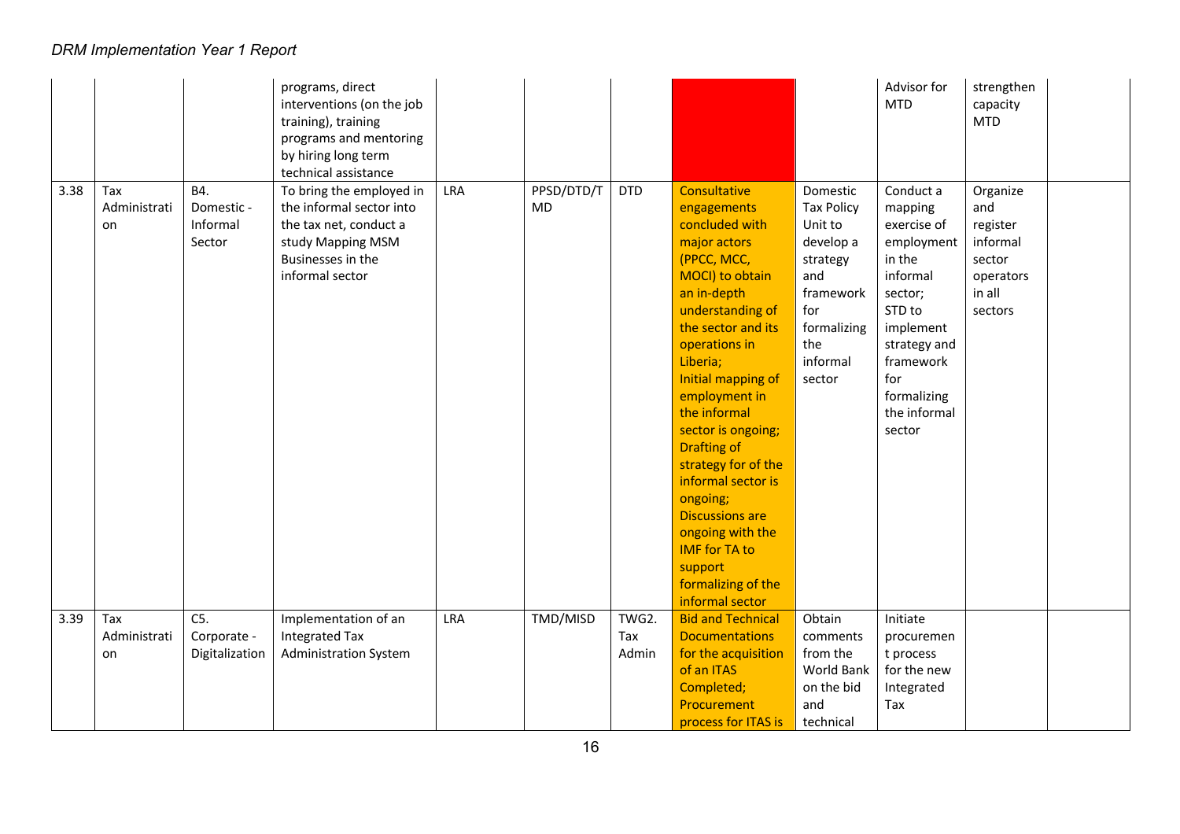| | | | programs, direct interventions (on the job training), training programs and mentoring by hiring long term technical assistance | | | | | | Advisor for MTD | strengthen capacity MTD | |
|---|---|---|---|---|---|---|---|---|---|---|---|
| 3.38 | Tax Administration | B4. Domestic - Informal Sector | To bring the employed in the informal sector into the tax net, conduct a study Mapping MSM Businesses in the informal sector | LRA | PPSD/DTD/TMD | DTD | Consultative engagements concluded with major actors (PPCC, MCC, MOCI) to obtain an in-depth understanding of the sector and its operations in Liberia; Initial mapping of employment in the informal sector is ongoing; Drafting of strategy for of the informal sector is ongoing; Discussions are ongoing with the IMF for TA to support formalizing of the informal sector | Domestic Tax Policy Unit to develop a strategy and framework for formalizing the informal sector | Conduct a mapping exercise of employment in the informal sector; STD to implement strategy and framework for formalizing the informal sector | Organize and register informal sector operators in all sectors | |
| 3.39 | Tax Administration | C5. Corporate - Digitalization | Implementation of an Integrated Tax Administration System | LRA | TMD/MISD | TWG2. Tax Admin | Bid and Technical Documentations for the acquisition of an ITAS Completed; Procurement process for ITAS is | Obtain comments from the World Bank on the bid and technical | Initiate procurement process for the new Integrated Tax | | |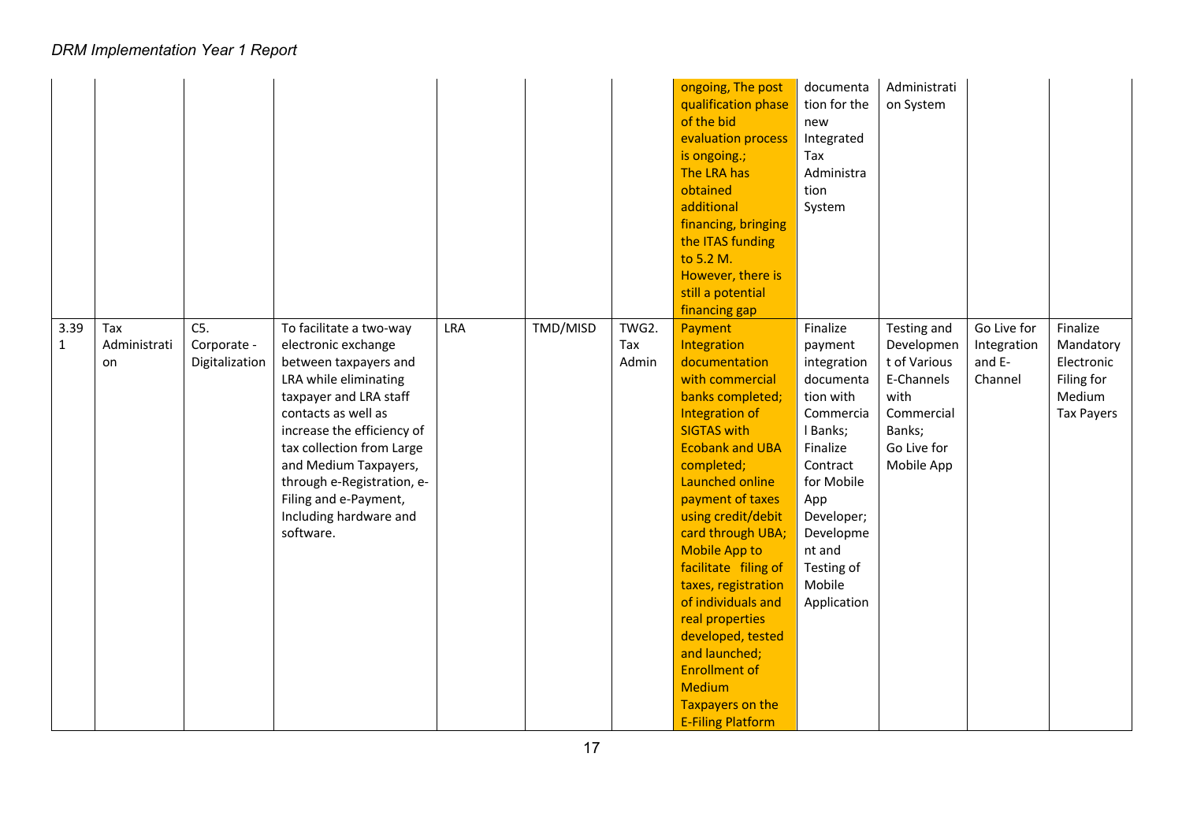| | | | | | | | | | | | |
|---|---|---|---|---|---|---|---|---|---|---|---|
| | | | | | | | ongoing, The post qualification phase of the bid evaluation process is ongoing.; The LRA has obtained additional financing, bringing the ITAS funding to 5.2 M. However, there is still a potential financing gap | documentation for the new Integrated Tax Administration System | Administration System | | |
| 3.391 | Tax Administration | C5. Corporate - Digitalization | To facilitate a two-way electronic exchange between taxpayers and LRA while eliminating taxpayer and LRA staff contacts as well as increase the efficiency of tax collection from Large and Medium Taxpayers, through e-Registration, e-Filing and e-Payment, Including hardware and software. | LRA | TMD/MISD | TWG2. Tax Admin | Payment Integration documentation with commercial banks completed; Integration of SIGTAS with Ecobank and UBA completed; Launched online payment of taxes using credit/debit card through UBA; Mobile App to facilitate filing of taxes, registration of individuals and real properties developed, tested and launched; Enrollment of Medium Taxpayers on the E-Filing Platform | Finalize payment integration documentation with Commercial Banks; Finalize Contract for Mobile App Developer; Development and Testing of Mobile Application | Testing and Development of Various E-Channels with Commercial Banks; Go Live for Mobile App | Go Live for Integration and E-Channel | Finalize Mandatory Electronic Filing for Medium Tax Payers |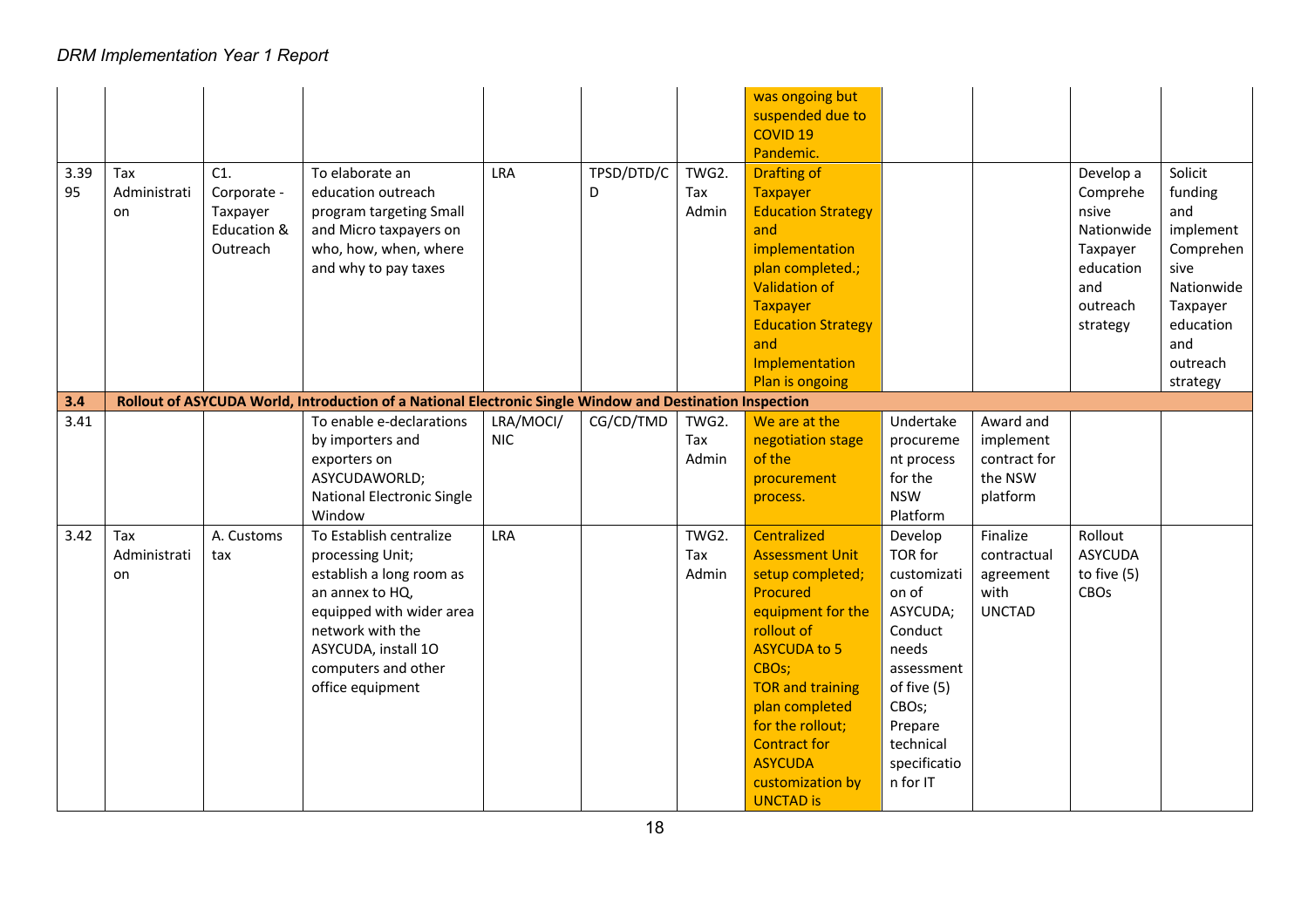| | | | | | | | was ongoing but suspended due to COVID 19 Pandemic. | | | | |
|---|---|---|---|---|---|---|---|---|---|---|---|
| 3.3995 | Tax Administration | C1. Corporate - Taxpayer Education & Outreach | To elaborate an education outreach program targeting Small and Micro taxpayers on who, how, when, where and why to pay taxes | LRA | TPSD/DTD/CD | TWG2. Tax Admin | Drafting of Taxpayer Education Strategy and implementation plan completed.; Validation of Taxpayer Education Strategy and Implementation Plan is ongoing | | | Develop a Comprehensive Nationwide Taxpayer education and outreach strategy | Solicit funding and implement Comprehensive Nationwide Taxpayer education and outreach strategy |
| **3.4** | **Rollout of ASYCUDA World, Introduction of a National Electronic Single Window and Destination Inspection** | | | | | | | | | | |
| 3.41 | | | To enable e-declarations by importers and exporters on ASYCUDAWORLD; National Electronic Single Window | LRA/MOCI/NIC | CG/CD/TMD | TWG2. Tax Admin | We are at the negotiation stage of the procurement process. | Undertake procurement process for the NSW Platform | Award and implement contract for the NSW platform | | |
| 3.42 | Tax Administration | A. Customs tax | To Establish centralize processing Unit; establish a long room as an annex to HQ, equipped with wider area network with the ASYCUDA, install 1O computers and other office equipment | LRA | | TWG2. Tax Admin | Centralized Assessment Unit setup completed; Procured equipment for the rollout of ASYCUDA to 5 CBOs; TOR and training plan completed for the rollout; Contract for ASYCUDA customization by UNCTAD is | Develop TOR for customization of ASYCUDA; Conduct needs assessment of five (5) CBOs; Prepare technical specification for IT | Finalize contractual agreement with UNCTAD | Rollout ASYCUDA to five (5) CBOs | |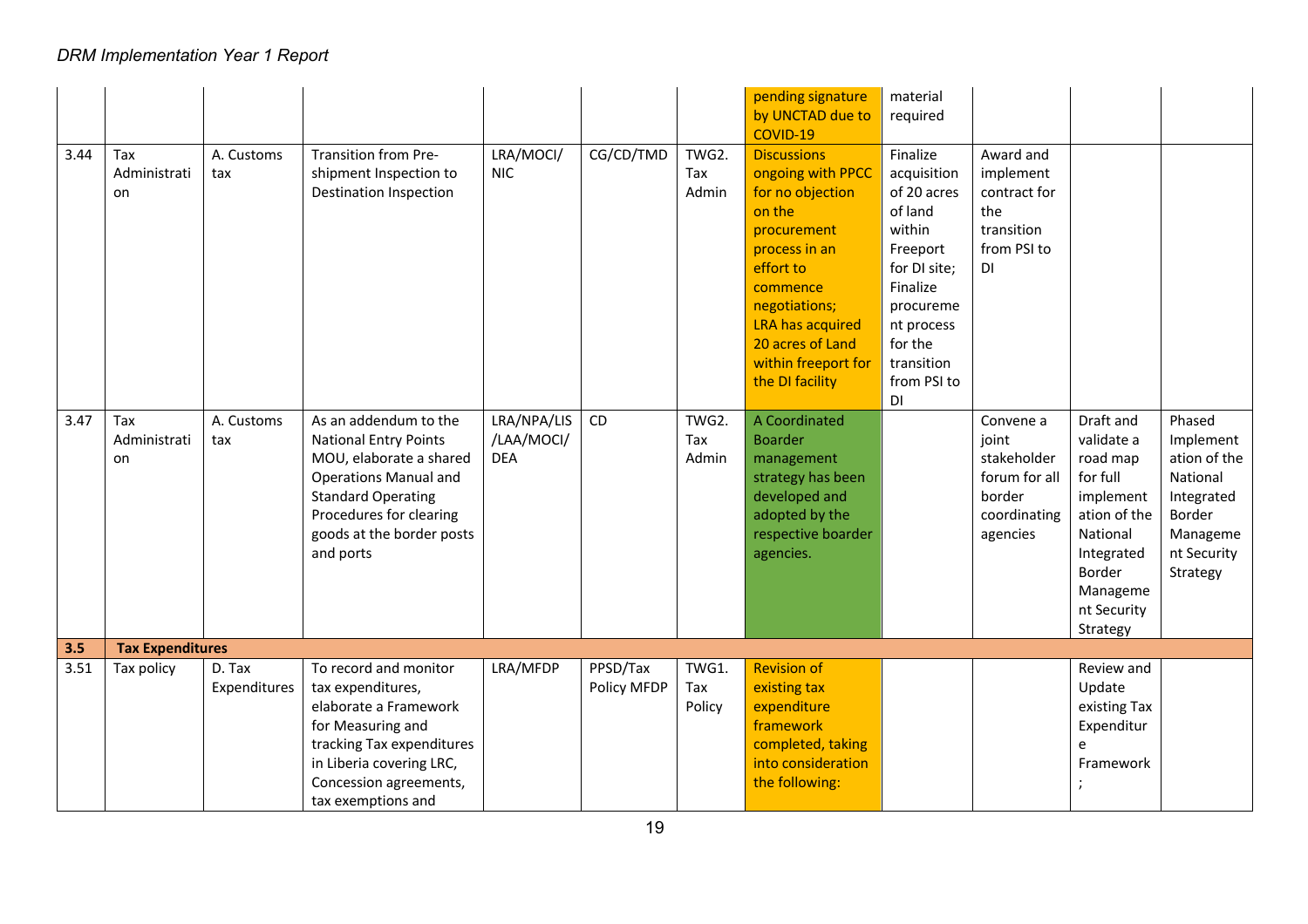| | | | | | | | pending signature by UNCTAD due to COVID-19 | material required | | | |
|---|---|---|---|---|---|---|---|---|---|---|---|
| 3.44 | Tax Administration | A. Customs tax | Transition from Pre-shipment Inspection to Destination Inspection | LRA/MOCI/NIC | CG/CD/TMD | TWG2. Tax Admin | Discussions ongoing with PPCC for no objection on the procurement process in an effort to commence negotiations; LRA has acquired 20 acres of Land within freeport for the DI facility | Finalize acquisition of 20 acres of land within Freeport for DI site; Finalize procurement process for the transition from PSI to DI | Award and implement contract for the transition from PSI to DI | | |
| 3.47 | Tax Administration | A. Customs tax | As an addendum to the National Entry Points MOU, elaborate a shared Operations Manual and Standard Operating Procedures for clearing goods at the border posts and ports | LRA/NPA/LIS/LAA/MOCI/DEA | CD | TWG2. Tax Admin | A Coordinated Boarder management strategy has been developed and adopted by the respective boarder agencies. | | Convene a joint stakeholder forum for all border coordinating agencies | Draft and validate a road map for full implementation of the National Integrated Border Management Security Strategy | Phased Implementation of the National Integrated Border Management Security Strategy |
| **3.5** | **Tax Expenditures** | | | | | | | | | | |
| 3.51 | Tax policy | D. Tax Expenditures | To record and monitor tax expenditures, elaborate a Framework for Measuring and tracking Tax expenditures in Liberia covering LRC, Concession agreements, tax exemptions and | LRA/MFDP | PPSD/Tax Policy MFDP | TWG1. Tax Policy | Revision of existing tax expenditure framework completed, taking into consideration the following: | | | Review and Update existing Tax Expenditure Framework; | |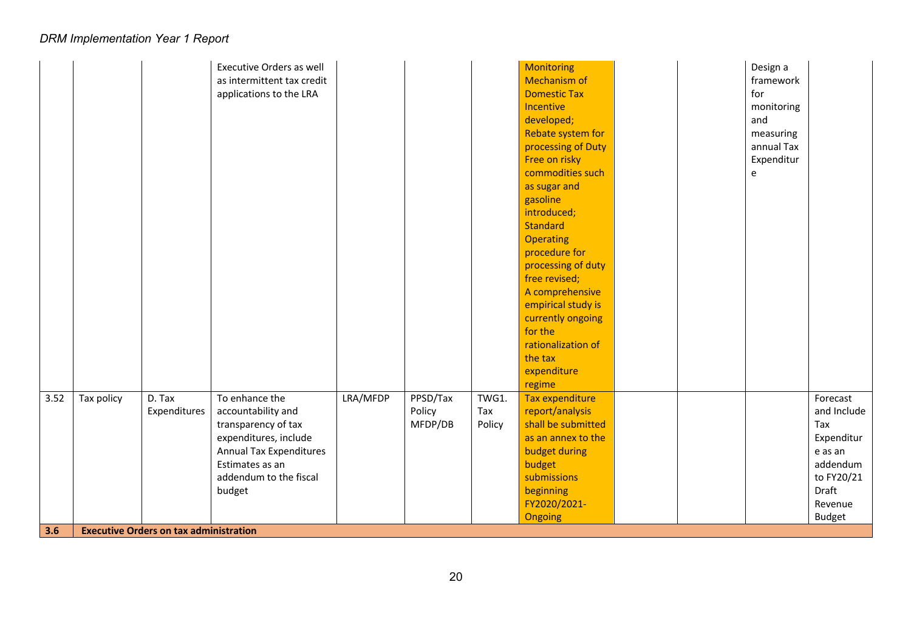| | | | | | | | | | | | |
|---|---|---|---|---|---|---|---|---|---|---|---|
| | | | Executive Orders as well as intermittent tax credit applications to the LRA | | | | Monitoring Mechanism of Domestic Tax Incentive developed; Rebate system for processing of Duty Free on risky commodities such as sugar and gasoline introduced; Standard Operating procedure for processing of duty free revised; A comprehensive empirical study is currently ongoing for the rationalization of the tax expenditure regime | | | Design a framework for monitoring and measuring annual Tax Expenditure | |
| 3.52 | Tax policy | D. Tax Expenditures | To enhance the accountability and transparency of tax expenditures, include Annual Tax Expenditures Estimates as an addendum to the fiscal budget | LRA/MFDP | PPSD/Tax Policy MFDP/DB | TWG1. Tax Policy | Tax expenditure report/analysis shall be submitted as an annex to the budget during budget submissions beginning FY2020/2021- Ongoing | | | | Forecast and Include Tax Expenditure as an addendum to FY20/21 Draft Revenue Budget |
| **3.6** | **Executive Orders on tax administration** | | | | | | | | | | |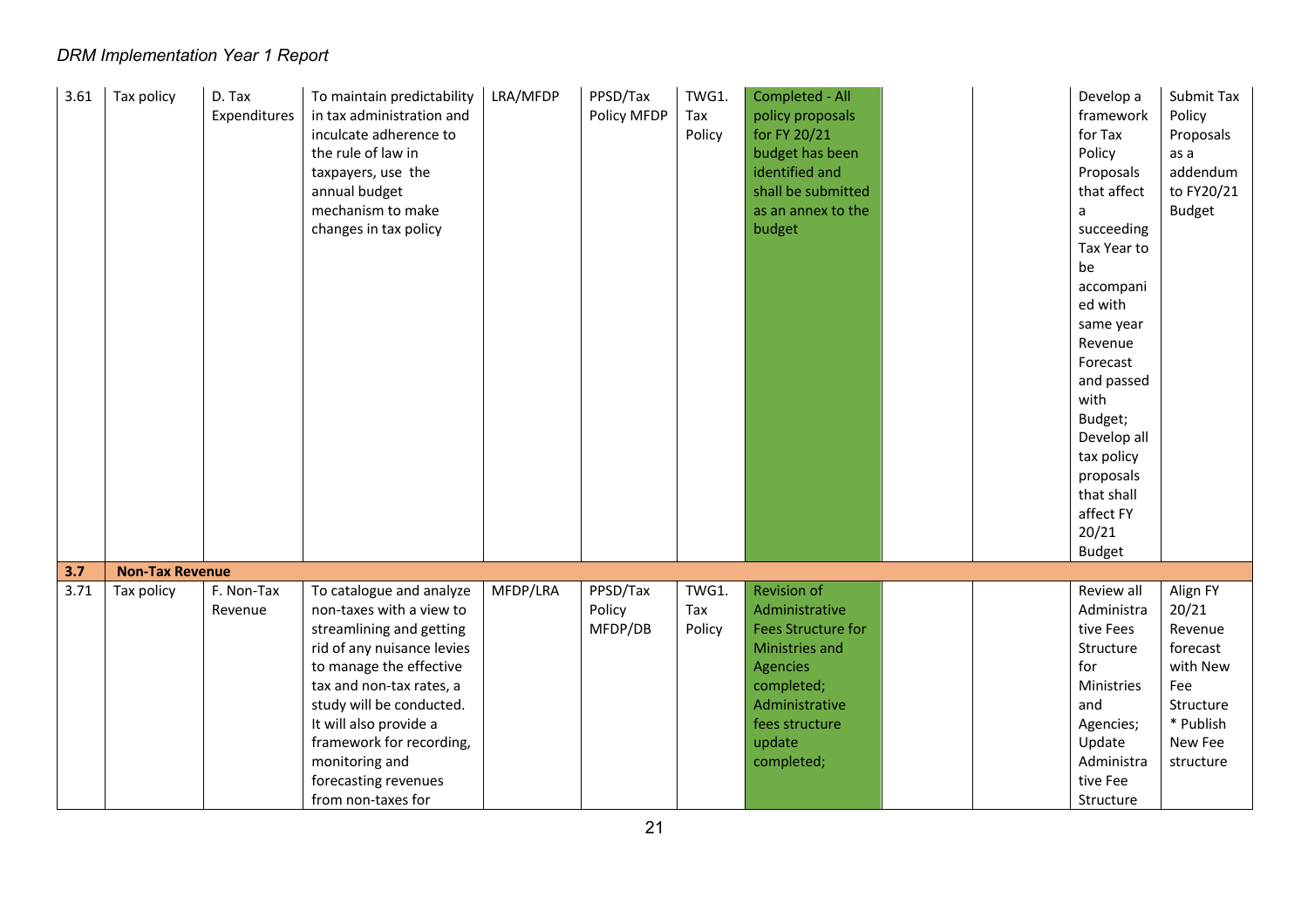| 3.61 | Tax policy | D. Tax Expenditures | To maintain predictability in tax administration and inculcate adherence to the rule of law in taxpayers, use the annual budget mechanism to make changes in tax policy | LRA/MFDP | PPSD/Tax Policy MFDP | TWG1. Tax Policy | Completed - All policy proposals for FY 20/21 budget has been identified and shall be submitted as an annex to the budget | | | Develop a framework for Tax Policy Proposals that affect a succeeding Tax Year to be accompanied with same year Revenue Forecast and passed with Budget; Develop all tax policy proposals that shall affect FY 20/21 Budget | Submit Tax Policy Proposals as a addendum to FY20/21 Budget |
|---|---|---|---|---|---|---|---|---|---|---|---|
| **3.7** | **Non-Tax Revenue** | | | | | | | | | | |
| 3.71 | Tax policy | F. Non-Tax Revenue | To catalogue and analyze non-taxes with a view to streamlining and getting rid of any nuisance levies to manage the effective tax and non-tax rates, a study will be conducted. It will also provide a framework for recording, monitoring and forecasting revenues from non-taxes for | MFDP/LRA | PPSD/Tax Policy MFDP/DB | TWG1. Tax Policy | Revision of Administrative Fees Structure for Ministries and Agencies completed; Administrative fees structure update completed; | | | Review all Administrative Fees Structure for Ministries and Agencies; Update Administrative Fee Structure | Align FY 20/21 Revenue forecast with New Fee Structure * Publish New Fee structure |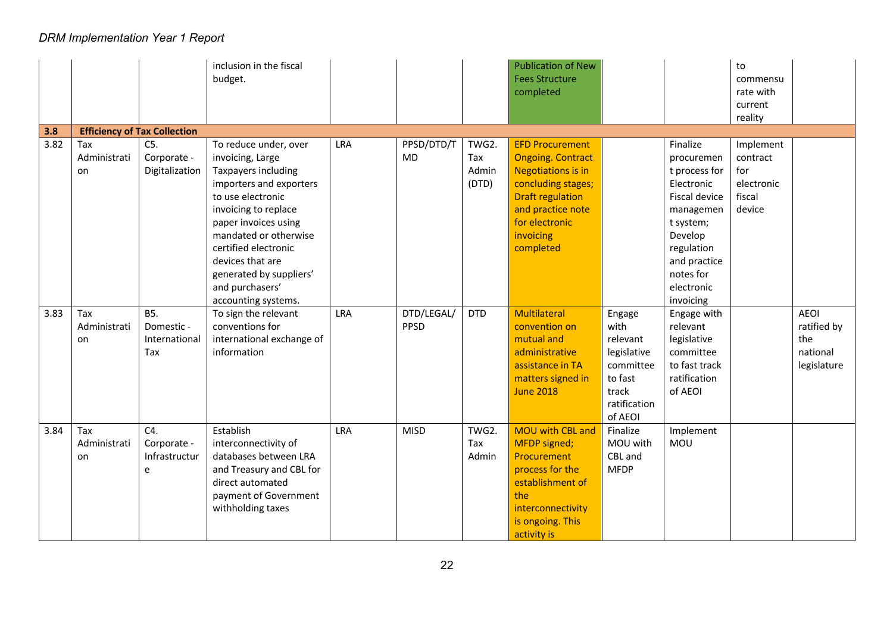| | | | inclusion in the fiscal budget. | | | | Publication of New Fees Structure completed | | | to commensurate with current reality | |
|---|---|---|---|---|---|---|---|---|---|---|---|
| **3.8** | **Efficiency of Tax Collection** | | | | | | | | | | |
| 3.82 | Tax Administration | C5. Corporate - Digitalization | To reduce under, over invoicing, Large Taxpayers including importers and exporters to use electronic invoicing to replace paper invoices using mandated or otherwise certified electronic devices that are generated by suppliers' and purchasers' accounting systems. | LRA | PPSD/DTD/TMD | TWG2. Tax Admin (DTD) | EFD Procurement Ongoing. Contract Negotiations is in concluding stages; Draft regulation and practice note for electronic invoicing completed | | Finalize procurement process for Electronic Fiscal device management system; Develop regulation and practice notes for electronic invoicing | Implement contract for electronic fiscal device | |
| 3.83 | Tax Administration | B5. Domestic - International Tax | To sign the relevant conventions for international exchange of information | LRA | DTD/LEGAL/PPSD | DTD | Multilateral convention on mutual and administrative assistance in TA matters signed in June 2018 | Engage with relevant legislative committee to fast track ratification of AEOI | Engage with relevant legislative committee to fast track ratification of AEOI | | AEOI ratified by the national legislature |
| 3.84 | Tax Administration | C4. Corporate - Infrastructure | Establish interconnectivity of databases between LRA and Treasury and CBL for direct automated payment of Government withholding taxes | LRA | MISD | TWG2. Tax Admin | MOU with CBL and MFDP signed; Procurement process for the establishment of the interconnectivity is ongoing. This activity is | Finalize MOU with CBL and MFDP | Implement MOU | | |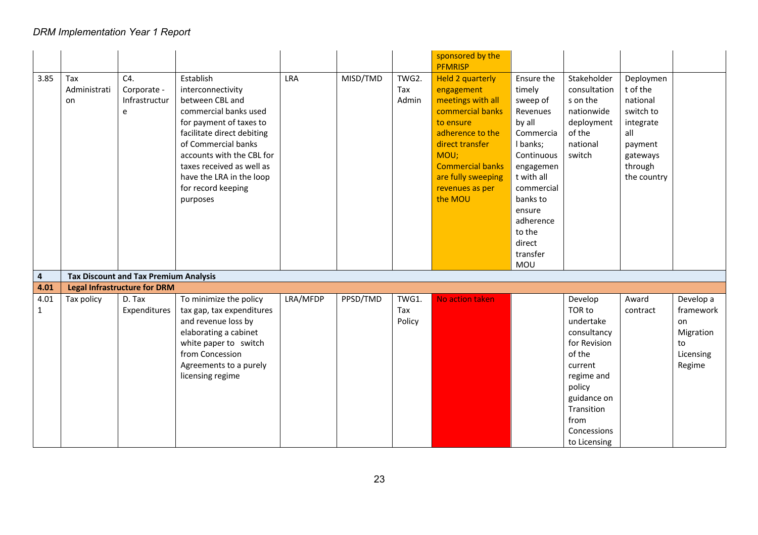| | | | | | | | | | | | |
|---|---|---|---|---|---|---|---|---|---|---|---|
| | | | | | | | sponsored by the PFMRISP | | | | |
| 3.85 | Tax Administration | C4. Corporate - Infrastructure | Establish interconnectivity between CBL and commercial banks used for payment of taxes to facilitate direct debiting of Commercial banks accounts with the CBL for taxes received as well as have the LRA in the loop for record keeping purposes | LRA | MISD/TMD | TWG2. Tax Admin | Held 2 quarterly engagement meetings with all commercial banks to ensure adherence to the direct transfer MOU; Commercial banks are fully sweeping revenues as per the MOU | Ensure the timely sweep of Revenues by all Commercial banks; Continuous engagement with all commercial banks to ensure adherence to the direct transfer MOU | Stakeholder consultations on the nationwide deployment of the national switch | Deployment of the national switch to integrate all payment gateways through the country | |
| **4** | **Tax Discount and Tax Premium Analysis** | | | | | | | | | | |
| **4.01** | **Legal Infrastructure for DRM** | | | | | | | | | | |
| 4.011 | Tax policy | D. Tax Expenditures | To minimize the policy tax gap, tax expenditures and revenue loss by elaborating a cabinet white paper to switch from Concession Agreements to a purely licensing regime | LRA/MFDP | PPSD/TMD | TWG1. Tax Policy | No action taken | | Develop TOR to undertake consultancy for Revision of the current regime and policy guidance on Transition from Concessions to Licensing | Award contract | Develop a framework on Migration to Licensing Regime |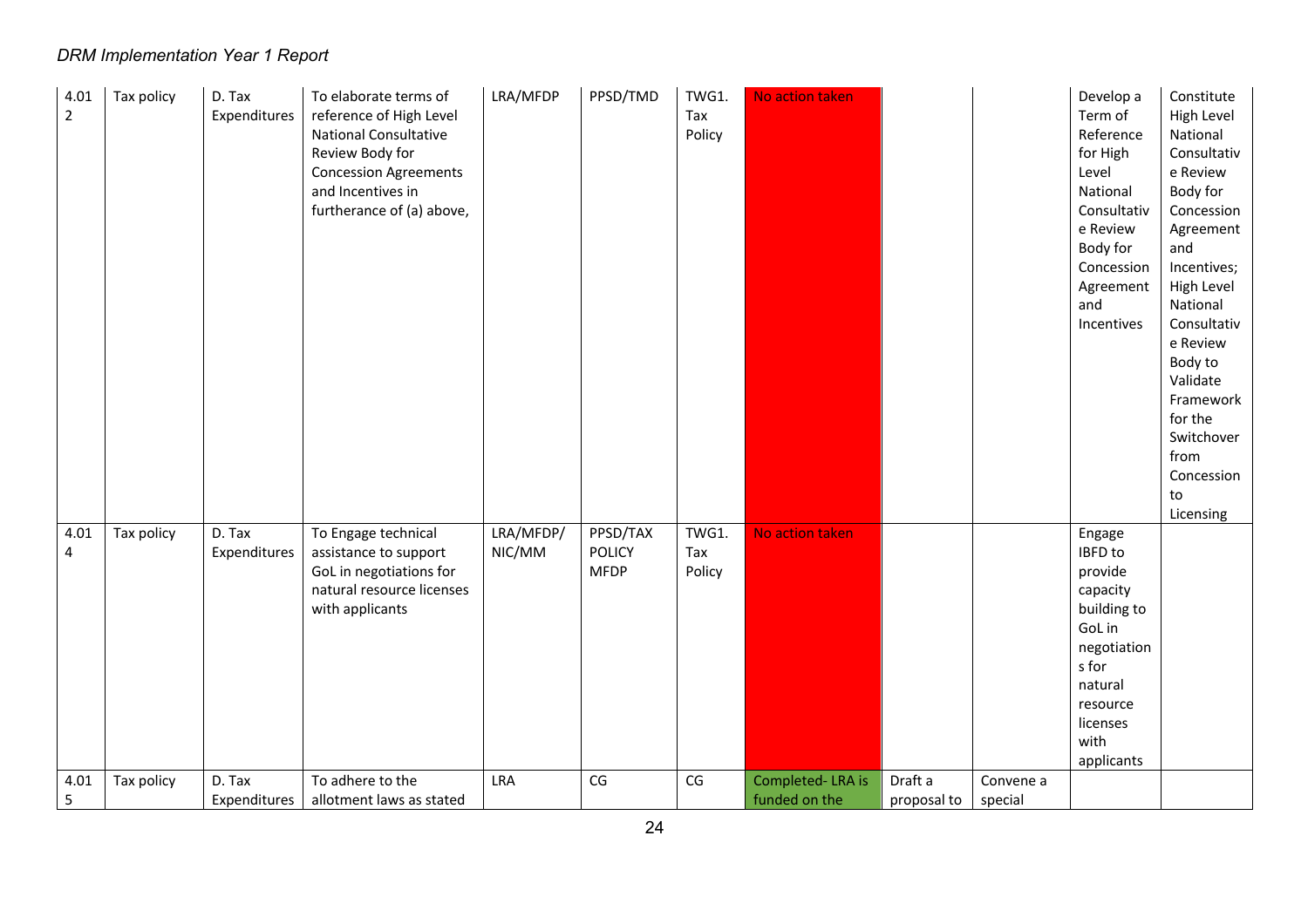| 4.012 | Tax policy | D. Tax Expenditures | To elaborate terms of reference of High Level National Consultative Review Body for Concession Agreements and Incentives in furtherance of (a) above, | LRA/MFDP | PPSD/TMD | TWG1. Tax Policy | No action taken | | | Develop a Term of Reference for High Level National Consultative Review Body for Concession Agreement and Incentives | Constitute High Level National Consultative Review Body for Concession Agreement and Incentives; High Level National Consultative Review Body to Validate Framework for the Switchover from Concession to Licensing |
|---|---|---|---|---|---|---|---|---|---|---|---|
| 4.014 | Tax policy | D. Tax Expenditures | To Engage technical assistance to support GoL in negotiations for natural resource licenses with applicants | LRA/MFDP/ NIC/MM | PPSD/TAX POLICY MFDP | TWG1. Tax Policy | No action taken | | | Engage IBFD to provide capacity building to GoL in negotiations for natural resource licenses with applicants | |
| 4.015 | Tax policy | D. Tax Expenditures | To adhere to the allotment laws as stated | LRA | CG | CG | Completed- LRA is funded on the | Draft a proposal to | Convene a special | | |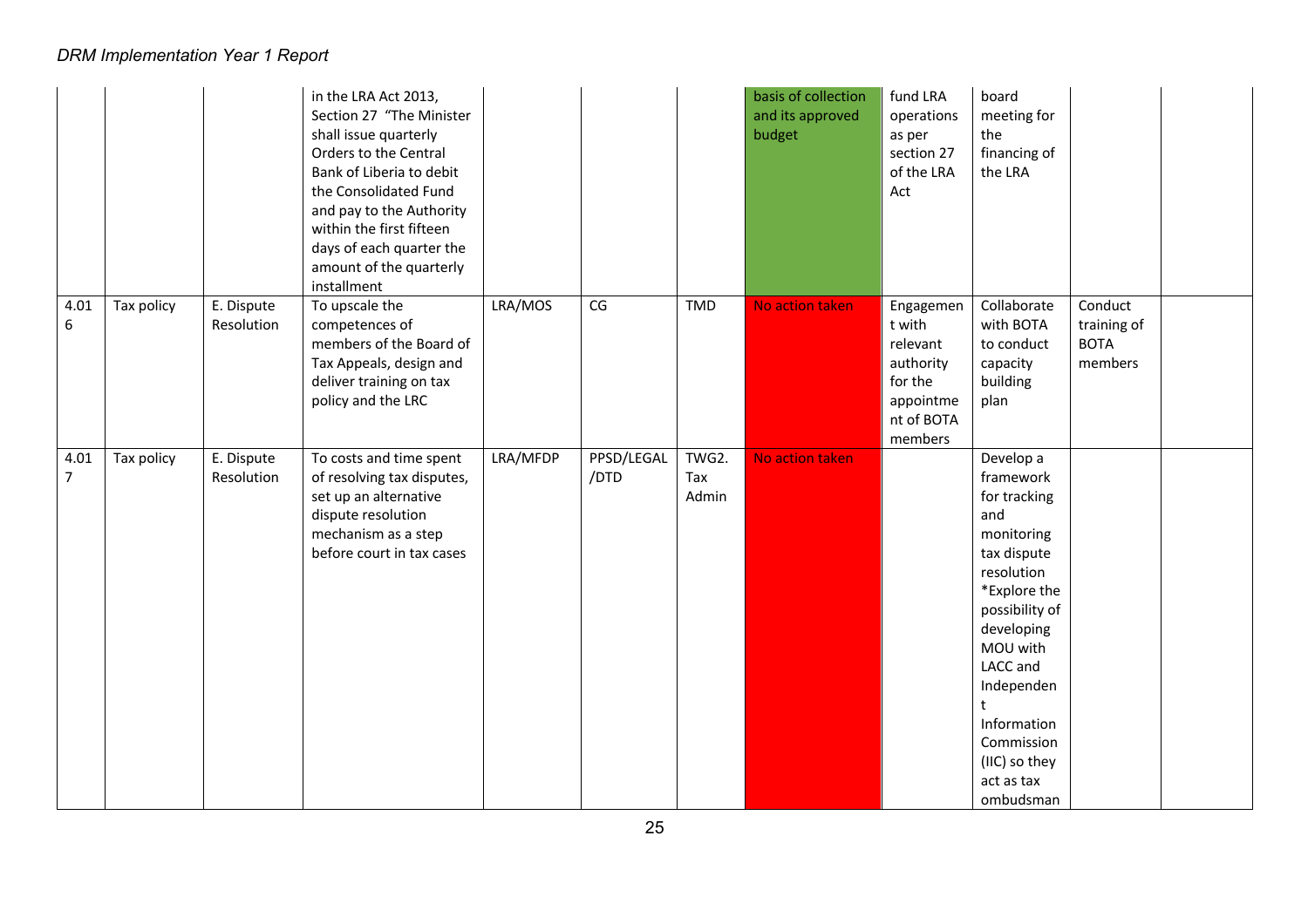| | | | | | | | | | | | |
|---|---|---|---|---|---|---|---|---|---|---|---|
| | | | in the LRA Act 2013, Section 27 "The Minister shall issue quarterly Orders to the Central Bank of Liberia to debit the Consolidated Fund and pay to the Authority within the first fifteen days of each quarter the amount of the quarterly installment | | | | basis of collection and its approved budget | fund LRA operations as per section 27 of the LRA Act | board meeting for the financing of the LRA | | |
| 4.016 | Tax policy | E. Dispute Resolution | To upscale the competences of members of the Board of Tax Appeals, design and deliver training on tax policy and the LRC | LRA/MOS | CG | TMD | No action taken | Engagement with relevant authority for the appointment of BOTA members | Collaborate with BOTA to conduct capacity building plan | Conduct training of BOTA members | |
| 4.017 | Tax policy | E. Dispute Resolution | To costs and time spent of resolving tax disputes, set up an alternative dispute resolution mechanism as a step before court in tax cases | LRA/MFDP | PPSD/LEGAL /DTD | TWG2. Tax Admin | No action taken | | Develop a framework for tracking and monitoring tax dispute resolution *Explore the possibility of developing MOU with LACC and Independent Information Commission (IIC) so they act as tax ombudsman | | |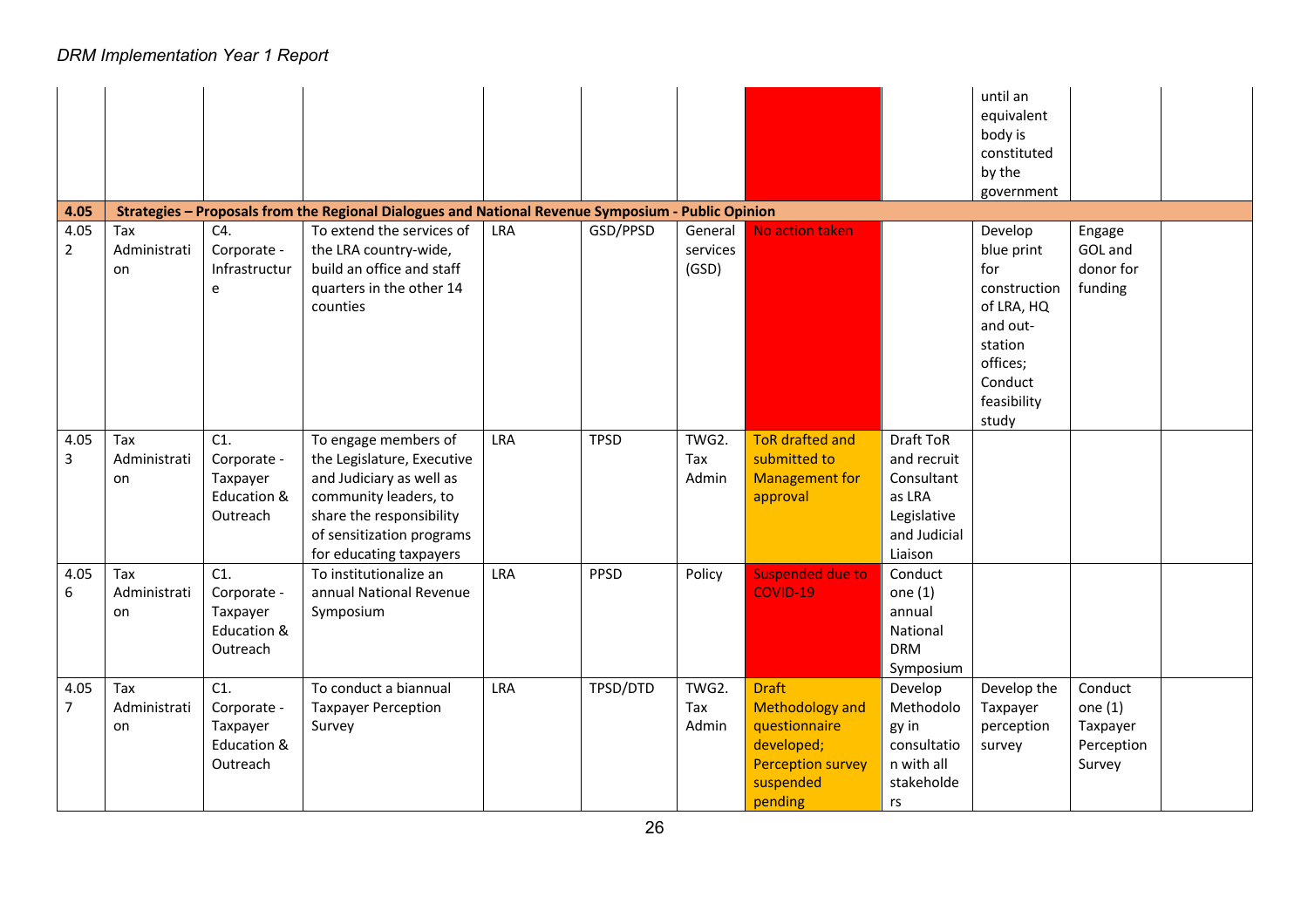| | | | | | | | | | until an equivalent body is constituted by the government | | |
|---|---|---|---|---|---|---|---|---|---|---|---|
| **4.05** | **Strategies – Proposals from the Regional Dialogues and National Revenue Symposium - Public Opinion** | | | | | | | | | | |
| 4.052 | Tax Administration | C4. Corporate - Infrastructure | To extend the services of the LRA country-wide, build an office and staff quarters in the other 14 counties | LRA | GSD/PPSD | General services (GSD) | No action taken | | Develop blue print for construction of LRA, HQ and out-station offices; Conduct feasibility study | Engage GOL and donor for funding | |
| 4.053 | Tax Administration | C1. Corporate - Taxpayer Education & Outreach | To engage members of the Legislature, Executive and Judiciary as well as community leaders, to share the responsibility of sensitization programs for educating taxpayers | LRA | TPSD | TWG2. Tax Admin | ToR drafted and submitted to Management for approval | Draft ToR and recruit Consultant as LRA Legislative and Judicial Liaison | | | |
| 4.056 | Tax Administration | C1. Corporate - Taxpayer Education & Outreach | To institutionalize an annual National Revenue Symposium | LRA | PPSD | Policy | Suspended due to COVID-19 | Conduct one (1) annual National DRM Symposium | | | |
| 4.057 | Tax Administration | C1. Corporate - Taxpayer Education & Outreach | To conduct a biannual Taxpayer Perception Survey | LRA | TPSD/DTD | TWG2. Tax Admin | Draft Methodology and questionnaire developed; Perception survey suspended pending | Develop Methodology in consultation with all stakeholders | Develop the Taxpayer perception survey | Conduct one (1) Taxpayer Perception Survey | |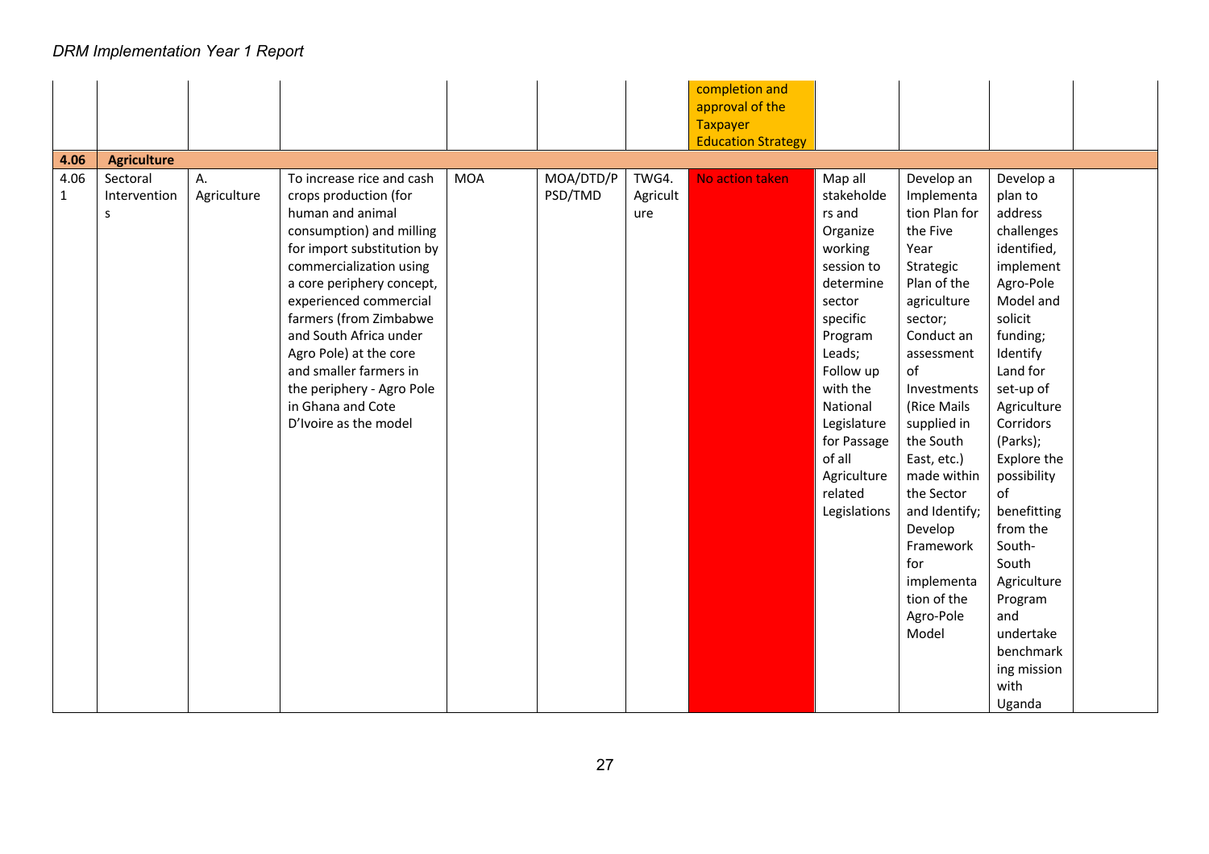|  |  |  |  |  |  |  | completion and approval of the Taxpayer Education Strategy |  |  |  |  |
|---|---|---|---|---|---|---|---|---|---|---|---|
| **4.06** | **Agriculture** |  |  |  |  |  |  |  |  |  |  |
| 4.06 1 | Sectoral Interventions | A. Agriculture | To increase rice and cash crops production (for human and animal consumption) and milling for import substitution by commercialization using a core periphery concept, experienced commercial farmers (from Zimbabwe and South Africa under Agro Pole) at the core and smaller farmers in the periphery - Agro Pole in Ghana and Cote D'Ivoire as the model | MOA | MOA/DTD/PPSD/TMD | TWG4. Agriculture | No action taken | Map all stakeholders and Organize working session to determine sector specific Program Leads; Follow up with the National Legislature for Passage of all Agriculture related Legislations | Develop an Implementation Plan for the Five Year Strategic Plan of the agriculture sector; Conduct an assessment of Investments (Rice Mails supplied in the South East, etc.) made within the Sector and Identify; Develop Framework for implementation of the Agro-Pole Model | Develop a plan to address challenges identified, implement Agro-Pole Model and solicit funding; Identify Land for set-up of Agriculture Corridors (Parks); Explore the possibility of benefitting from the South-South Agriculture Program and undertake benchmarking mission with Uganda |  |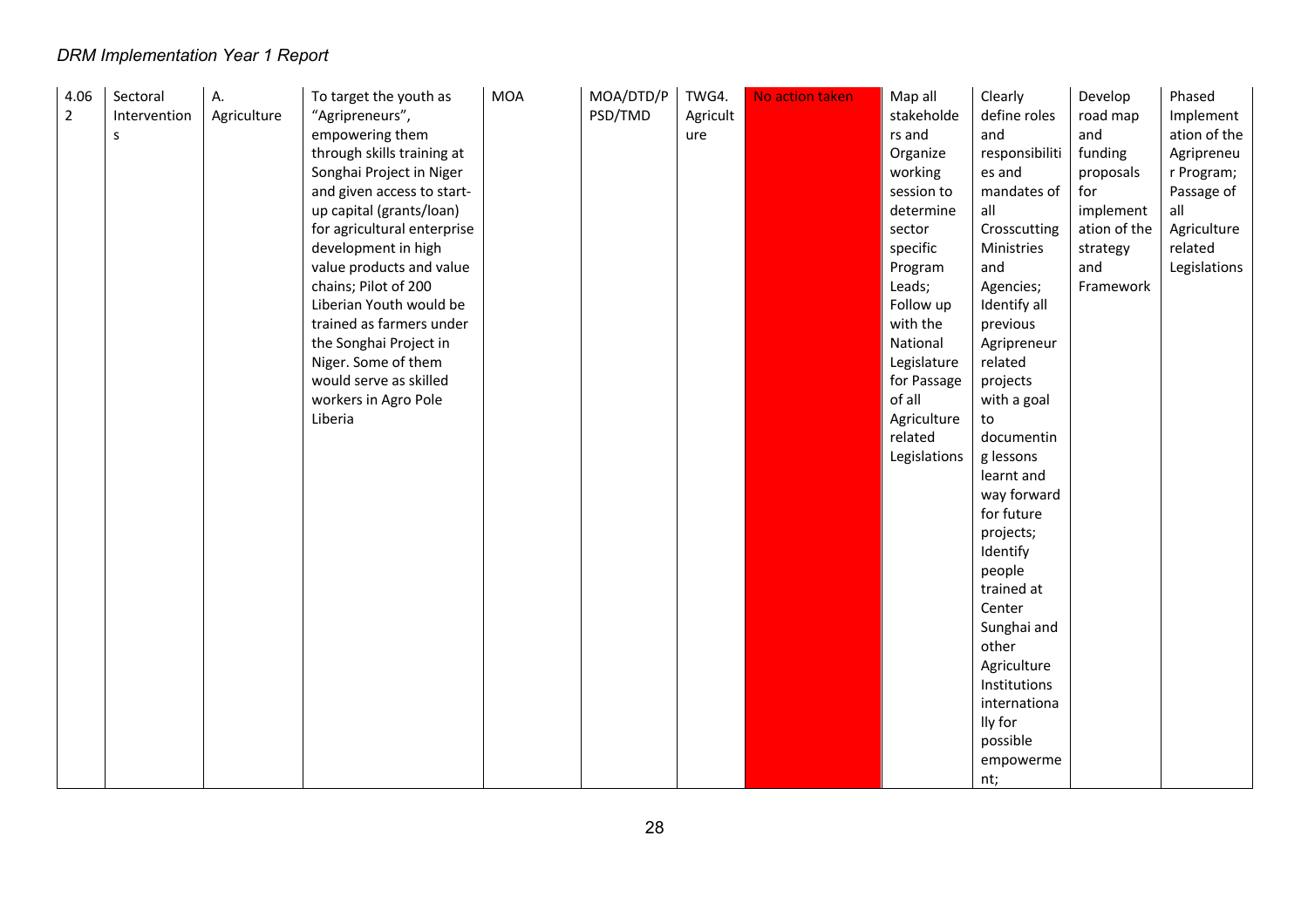| 4.062 | Sectoral Interventions | A. Agriculture | To target the youth as "Agripreneurs", empowering them through skills training at Songhai Project in Niger and given access to start-up capital (grants/loan) for agricultural enterprise development in high value products and value chains; Pilot of 200 Liberian Youth would be trained as farmers under the Songhai Project in Niger. Some of them would serve as skilled workers in Agro Pole Liberia | MOA | MOA/DTD/PPSD/TMD | TWG4. Agriculture | No action taken | Map all stakeholders and Organize working session to determine sector specific Program Leads; Follow up with the National Legislature for Passage of all Agriculture related Legislations | Clearly define roles and responsibilities and mandates of all Crosscutting Ministries and Agencies; Identify all previous Agripreneur related projects with a goal to documenting lessons learnt and way forward for future projects; Identify people trained at Center Sunghai and other Agriculture Institutions internationally for possible empowerment; | Develop road map and funding proposals for implementation of the strategy and Framework | Phased Implementation of the Agripreneur Program; Passage of all Agriculture related Legislations |
|---|---|---|---|---|---|---|---|---|---|---|---|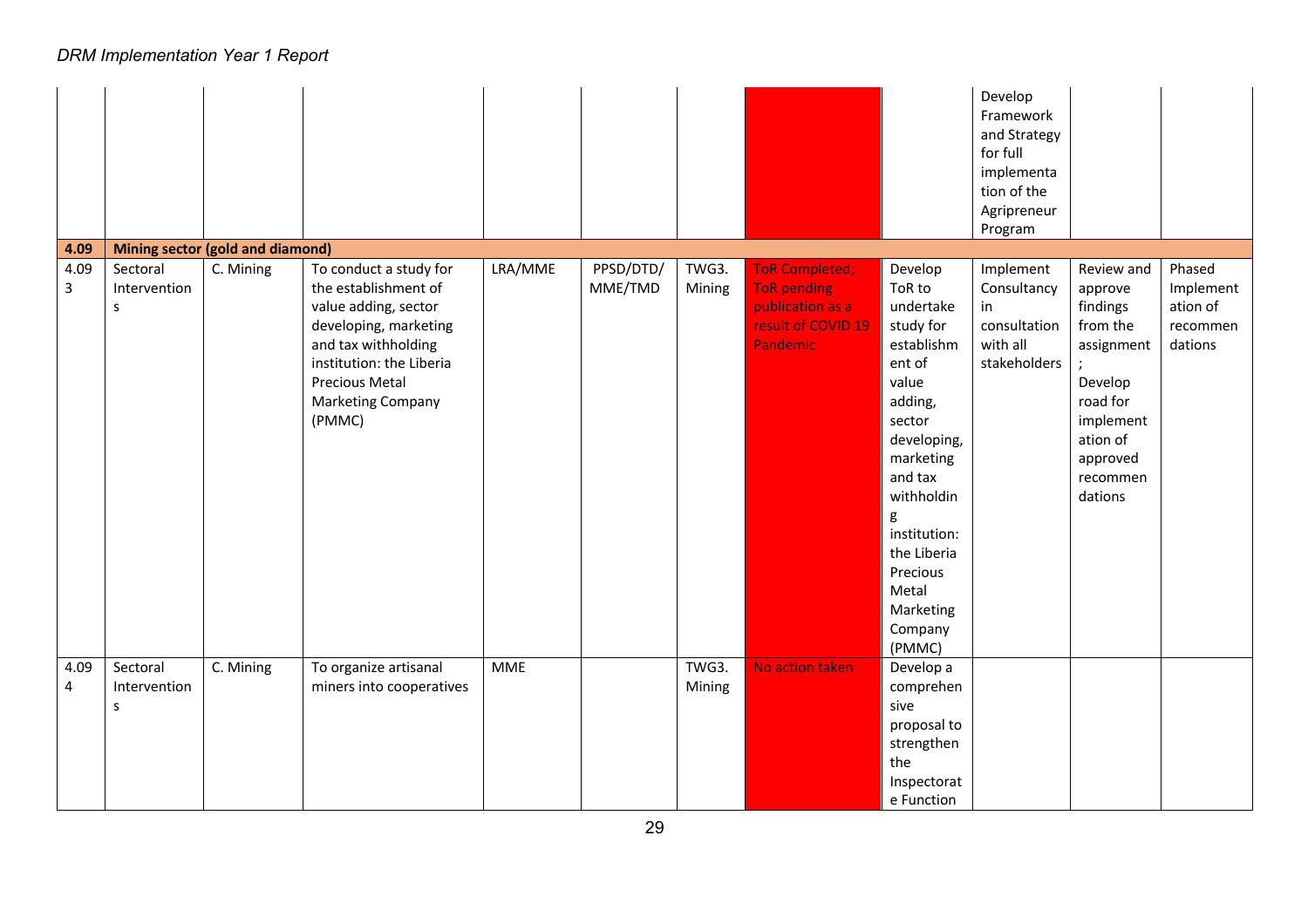| | | | | | | | | | Develop Framework and Strategy for full implementation of the Agripreneur Program | | |
|---|---|---|---|---|---|---|---|---|---|---|---|
| **4.09** | **Mining sector (gold and diamond)** | | | | | | | | | | |
| 4.093 | Sectoral Interventions | C. Mining | To conduct a study for the establishment of value adding, sector developing, marketing and tax withholding institution: the Liberia Precious Metal Marketing Company (PMMC) | LRA/MME | PPSD/DTD/MME/TMD | TWG3. Mining | ToR Completed; ToR pending publication as a result of COVID 19 Pandemic | Develop ToR to undertake study for establishment of value adding, sector developing, marketing and tax withholding institution: the Liberia Precious Metal Marketing Company (PMMC) | Implement Consultancy in consultation with all stakeholders | Review and approve findings from the assignment; Develop road for implementation of approved recommendations | Phased Implementation of recommendations |
| 4.094 | Sectoral Interventions | C. Mining | To organize artisanal miners into cooperatives | MME | | TWG3. Mining | No action taken | Develop a comprehensive proposal to strengthen the Inspectorate Function | | | |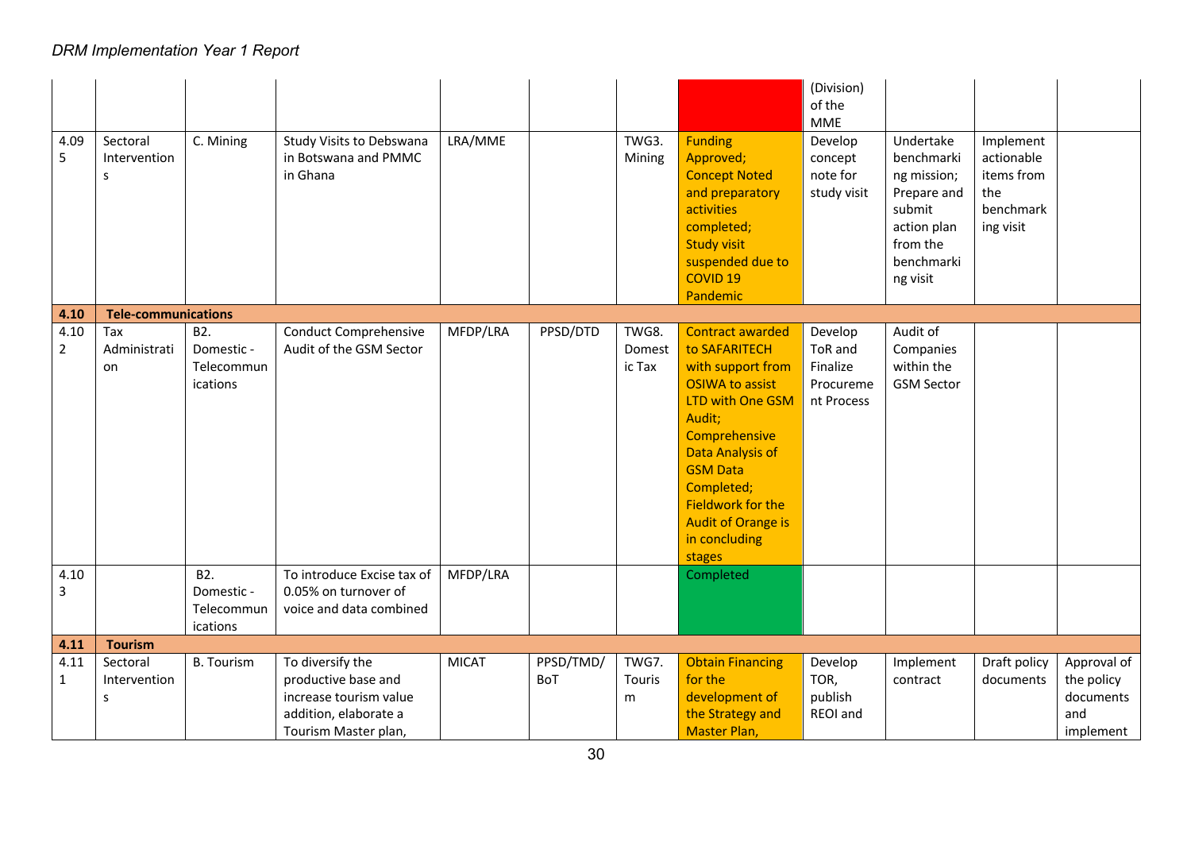| | | | | | | | | (Division) of the MME | | | |
|---|---|---|---|---|---|---|---|---|---|---|---|
| 4.095 | Sectoral Interventions | C. Mining | Study Visits to Debswana in Botswana and PMMC in Ghana | LRA/MME | | TWG3. Mining | Funding Approved; Concept Noted and preparatory activities completed; Study visit suspended due to COVID 19 Pandemic | Develop concept note for study visit | Undertake benchmarking mission; Prepare and submit action plan from the benchmarking visit | Implement actionable items from the benchmarking visit | |
| **4.10** | **Tele-communications** | | | | | | | | | | |
| 4.102 | Tax Administration | B2. Domestic - Telecommunications | Conduct Comprehensive Audit of the GSM Sector | MFDP/LRA | PPSD/DTD | TWG8. Domestic Tax | Contract awarded to SAFARITECH with support from OSIWA to assist LTD with One GSM Audit; Comprehensive Data Analysis of GSM Data Completed; Fieldwork for the Audit of Orange is in concluding stages | Develop ToR and Finalize Procurement Process | Audit of Companies within the GSM Sector | | |
| 4.103 | | B2. Domestic - Telecommunications | To introduce Excise tax of 0.05% on turnover of voice and data combined | MFDP/LRA | | | Completed | | | | |
| **4.11** | **Tourism** | | | | | | | | | | |
| 4.111 | Sectoral Interventions | B. Tourism | To diversify the productive base and increase tourism value addition, elaborate a Tourism Master plan, | MICAT | PPSD/TMD/ BoT | TWG7. Tourism | Obtain Financing for the development of the Strategy and Master Plan, | Develop TOR, publish REOI and | Implement contract | Draft policy documents | Approval of the policy documents and implement |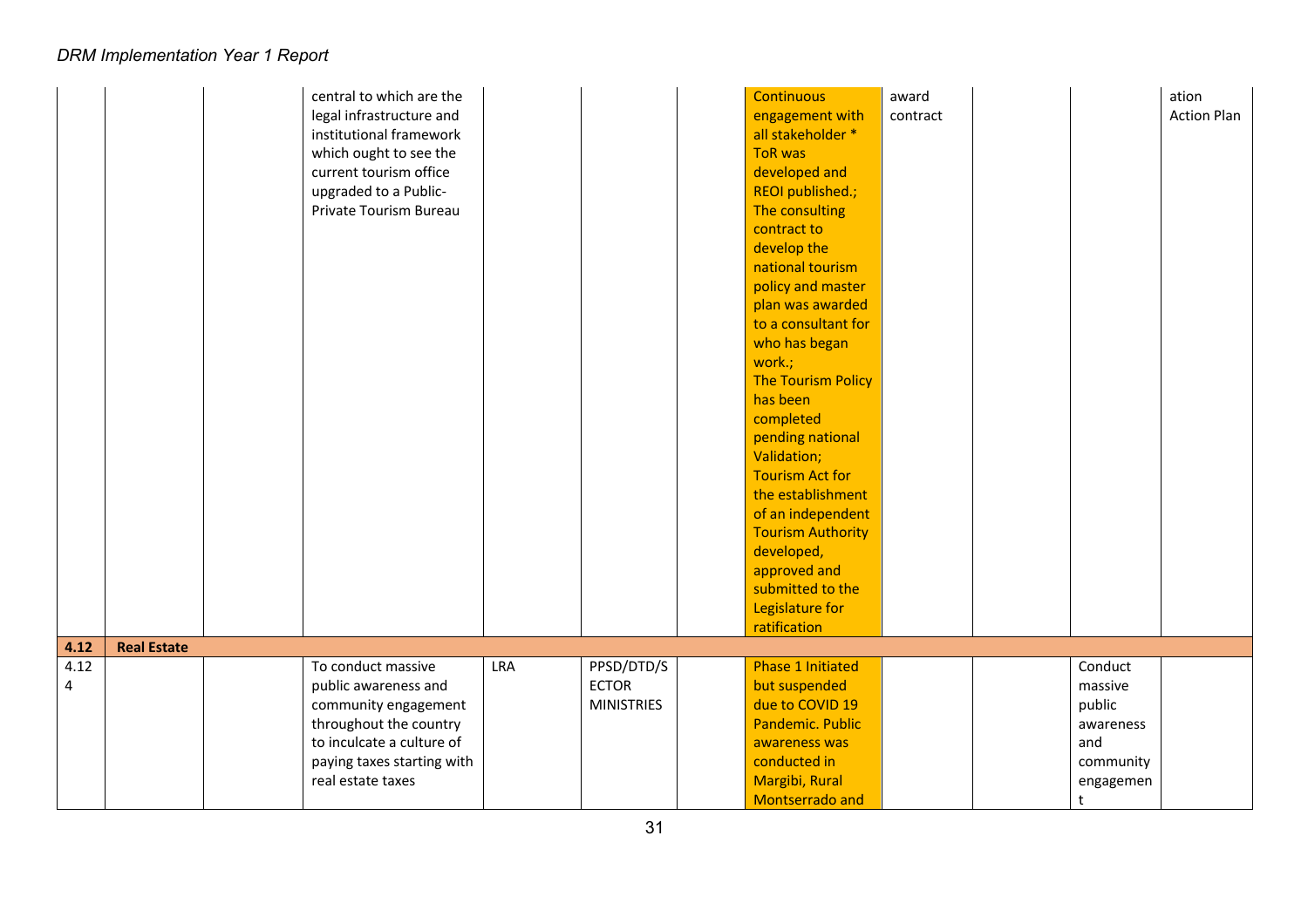| | | | | | | | | | | | |
|---|---|---|---|---|---|---|---|---|---|---|---|
| | | | central to which are the legal infrastructure and institutional framework which ought to see the current tourism office upgraded to a Public-Private Tourism Bureau | | | | Continuous engagement with all stakeholder * ToR was developed and REOI published.; The consulting contract to develop the national tourism policy and master plan was awarded to a consultant for who has began work.; The Tourism Policy has been completed pending national Validation; Tourism Act for the establishment of an independent Tourism Authority developed, approved and submitted to the Legislature for ratification | award contract | | | ation Action Plan |
| **4.12** | **Real Estate** | | | | | | | | | | |
| 4.12 4 | | | To conduct massive public awareness and community engagement throughout the country to inculcate a culture of paying taxes starting with real estate taxes | LRA | PPSD/DTD/SECTOR MINISTRIES | | Phase 1 Initiated but suspended due to COVID 19 Pandemic. Public awareness was conducted in Margibi, Rural Montserrado and | | | Conduct massive public awareness and community engagement | |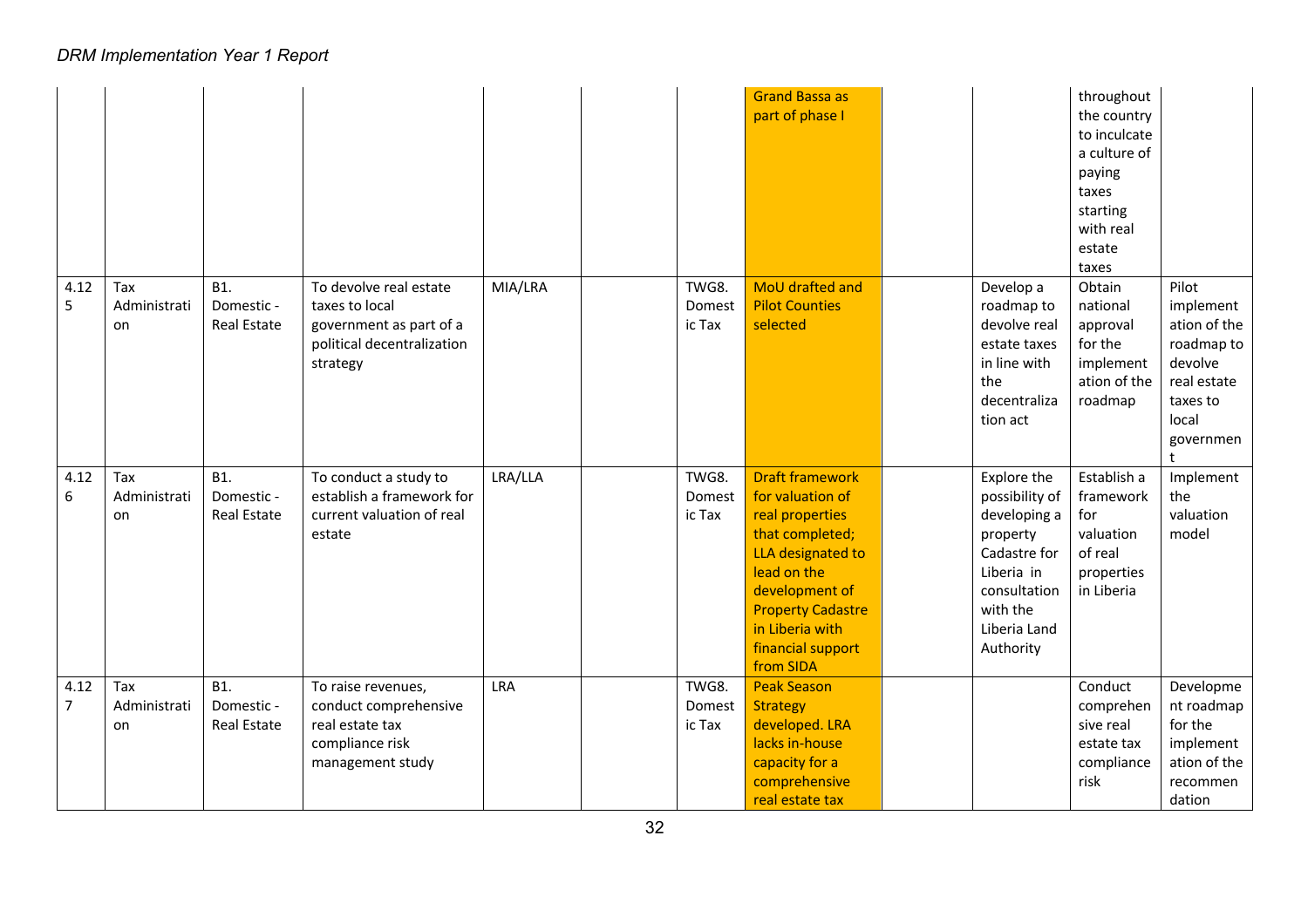| | | | | | | | | | | | |
|---|---|---|---|---|---|---|---|---|---|---|---|
| | | | | | | | Grand Bassa as part of phase I | | | throughout the country to inculcate a culture of paying taxes starting with real estate taxes | |
| 4.125 | Tax Administration | B1. Domestic - Real Estate | To devolve real estate taxes to local government as part of a political decentralization strategy | MIA/LRA | | TWG8. Domestic Tax | MoU drafted and Pilot Counties selected | | Develop a roadmap to devolve real estate taxes in line with the decentralization act | Obtain national approval for the implementation of the roadmap | Pilot implementation of the roadmap to devolve real estate taxes to local government |
| 4.126 | Tax Administration | B1. Domestic - Real Estate | To conduct a study to establish a framework for current valuation of real estate | LRA/LLA | | TWG8. Domestic Tax | Draft framework for valuation of real properties that completed; LLA designated to lead on the development of Property Cadastre in Liberia with financial support from SIDA | | Explore the possibility of developing a property Cadastre for Liberia in consultation with the Liberia Land Authority | Establish a framework for valuation of real properties in Liberia | Implement the valuation model |
| 4.127 | Tax Administration | B1. Domestic - Real Estate | To raise revenues, conduct comprehensive real estate tax compliance risk management study | LRA | | TWG8. Domestic Tax | Peak Season Strategy developed. LRA lacks in-house capacity for a comprehensive real estate tax | | | Conduct comprehensive real estate tax compliance risk | Development roadmap for the implementation of the recommendation |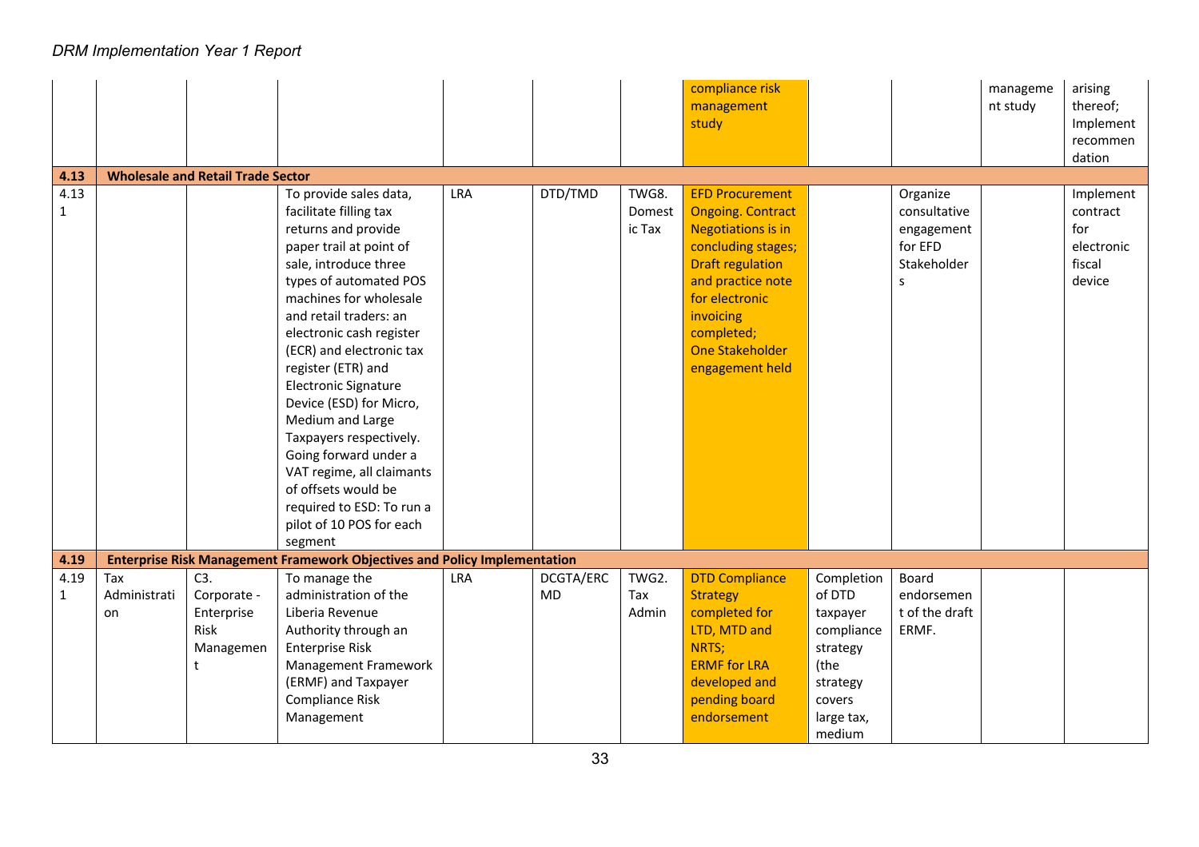| | | | | | | | | | | | |
|---|---|---|---|---|---|---|---|---|---|---|---|
| | | | | | | | compliance risk management study | | | management study | arising thereof; Implement recommendation |
| **4.13** | **Wholesale and Retail Trade Sector** | | | | | | | | | | |
| 4.13 1 | | | To provide sales data, facilitate filling tax returns and provide paper trail at point of sale, introduce three types of automated POS machines for wholesale and retail traders: an electronic cash register (ECR) and electronic tax register (ETR) and Electronic Signature Device (ESD) for Micro, Medium and Large Taxpayers respectively. Going forward under a VAT regime, all claimants of offsets would be required to ESD: To run a pilot of 10 POS for each segment | LRA | DTD/TMD | TWG8. Domestic Tax | EFD Procurement Ongoing. Contract Negotiations is in concluding stages; Draft regulation and practice note for electronic invoicing completed; One Stakeholder engagement held | | Organize consultative engagement for EFD Stakeholders | | Implement contract for electronic fiscal device |
| **4.19** | **Enterprise Risk Management Framework Objectives and Policy Implementation** | | | | | | | | | | |
| 4.19 1 | Tax Administration | C3. Corporate - Enterprise Risk Management | To manage the administration of the Liberia Revenue Authority through an Enterprise Risk Management Framework (ERMF) and Taxpayer Compliance Risk Management | LRA | DCGTA/ERCMD | TWG2. Tax Admin | DTD Compliance Strategy completed for LTD, MTD and NRTS; ERMF for LRA developed and pending board endorsement | Completion of DTD taxpayer compliance strategy (the strategy covers large tax, medium | Board endorsement of the draft ERMF. | | |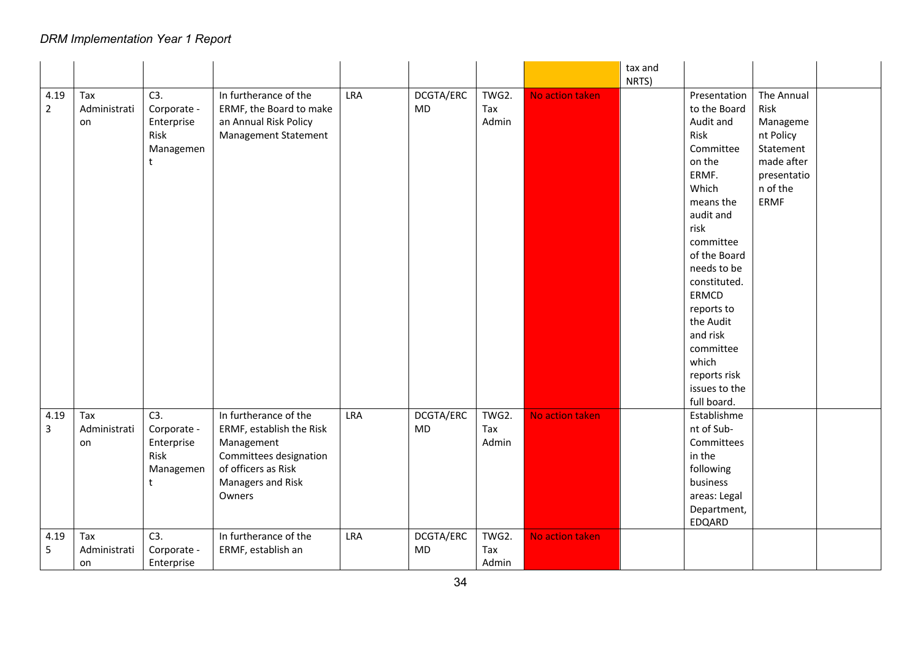| | | | | | | | | tax and NRTS) | | | |
|---|---|---|---|---|---|---|---|---|---|---|---|
| 4.192 | Tax Administration | C3. Corporate - Enterprise Risk Management | In furtherance of the ERMF, the Board to make an Annual Risk Policy Management Statement | LRA | DCGTA/ERCMD | TWG2. Tax Admin | No action taken | | Presentation to the Board Audit and Risk Committee on the ERMF. Which means the audit and risk committee of the Board needs to be constituted. ERMCD reports to the Audit and risk committee which reports risk issues to the full board. | The Annual Risk Management Policy Statement made after presentation of the ERMF | |
| 4.193 | Tax Administration | C3. Corporate - Enterprise Risk Management | In furtherance of the ERMF, establish the Risk Management Committees designation of officers as Risk Managers and Risk Owners | LRA | DCGTA/ERCMD | TWG2. Tax Admin | No action taken | | Establishment of Sub-Committees in the following business areas: Legal Department, EDQARD | | |
| 4.195 | Tax Administration | C3. Corporate - Enterprise | In furtherance of the ERMF, establish an | LRA | DCGTA/ERCMD | TWG2. Tax Admin | No action taken | | | | |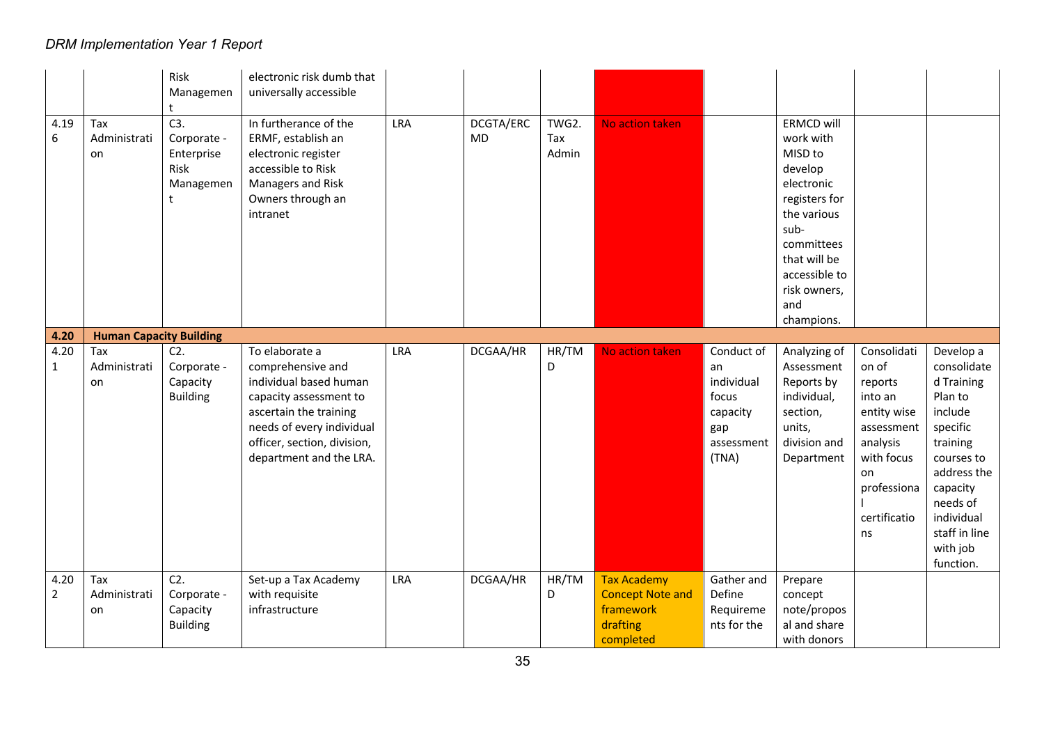| | | Risk Management | electronic risk dumb that universally accessible | | | | | | | | |
|---|---|---|---|---|---|---|---|---|---|---|---|
| 4.196 | Tax Administration | C3. Corporate - Enterprise Risk Management | In furtherance of the ERMF, establish an electronic register accessible to Risk Managers and Risk Owners through an intranet | LRA | DCGTA/ERCMD | TWG2. Tax Admin | No action taken | | ERMCD will work with MISD to develop electronic registers for the various sub-committees that will be accessible to risk owners, and champions. | | |
| **4.20** | **Human Capacity Building** | | | | | | | | | | |
| 4.201 | Tax Administration | C2. Corporate - Capacity Building | To elaborate a comprehensive and individual based human capacity assessment to ascertain the training needs of every individual officer, section, division, department and the LRA. | LRA | DCGAA/HR | HR/TMD | No action taken | Conduct of an individual focus capacity gap assessment (TNA) | Analyzing of Assessment Reports by individual, section, units, division and Department | Consolidation of reports into an entity wise assessment analysis with focus on professional certifications | Develop a consolidated Training Plan to include specific training courses to address the capacity needs of individual staff in line with job function. |
| 4.202 | Tax Administration | C2. Corporate - Capacity Building | Set-up a Tax Academy with requisite infrastructure | LRA | DCGAA/HR | HR/TMD | Tax Academy Concept Note and framework drafting completed | Gather and Define Requirements for the | Prepare concept note/proposal and share with donors | | |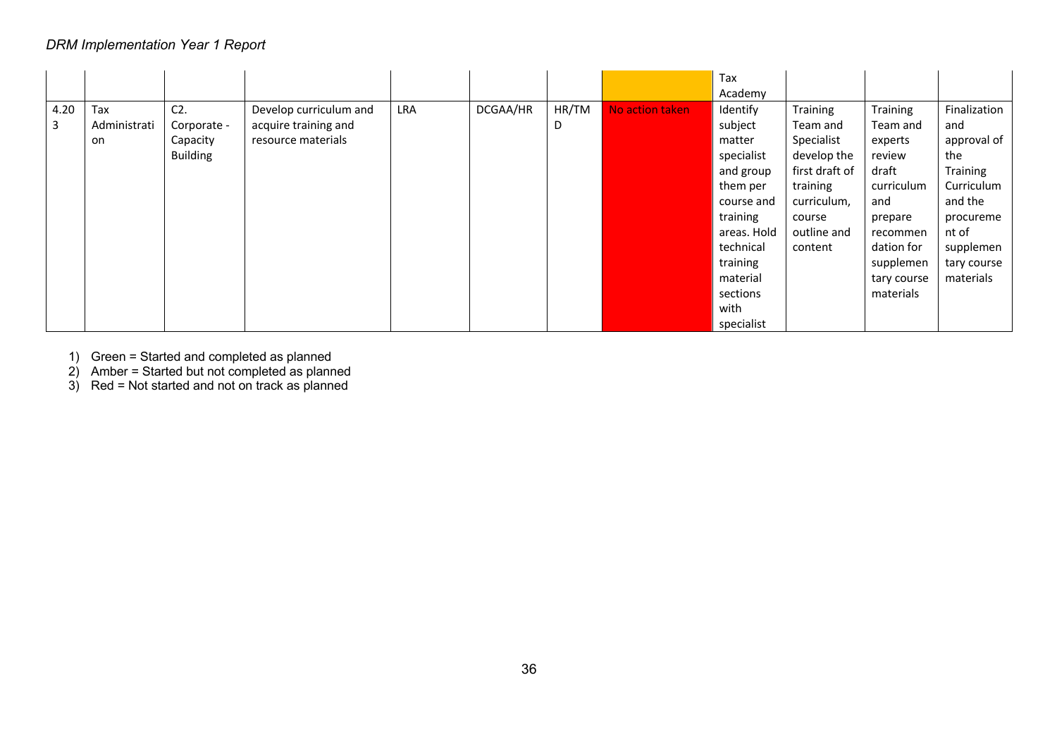| | | | | | | | | | | | |
|---|---|---|---|---|---|---|---|---|---|---|---|
| | | | | | | | | Tax Academy | | | |
| 4.203 | Tax Administration | C2. Corporate - Capacity Building | Develop curriculum and acquire training and resource materials | LRA | DCGAA/HR | HR/TMD | No action taken | Identify subject matter specialist and group them per course and training areas. Hold technical training material sections with specialist | Training Team and Specialist develop the first draft of training curriculum, course outline and content | Training Team and experts review draft curriculum and prepare recommendation for supplementary course materials | Finalization and approval of the Training Curriculum and the procurement of supplementary course materials |

1) Green = Started and completed as planned
2) Amber = Started but not completed as planned
3) Red = Not started and not on track as planned